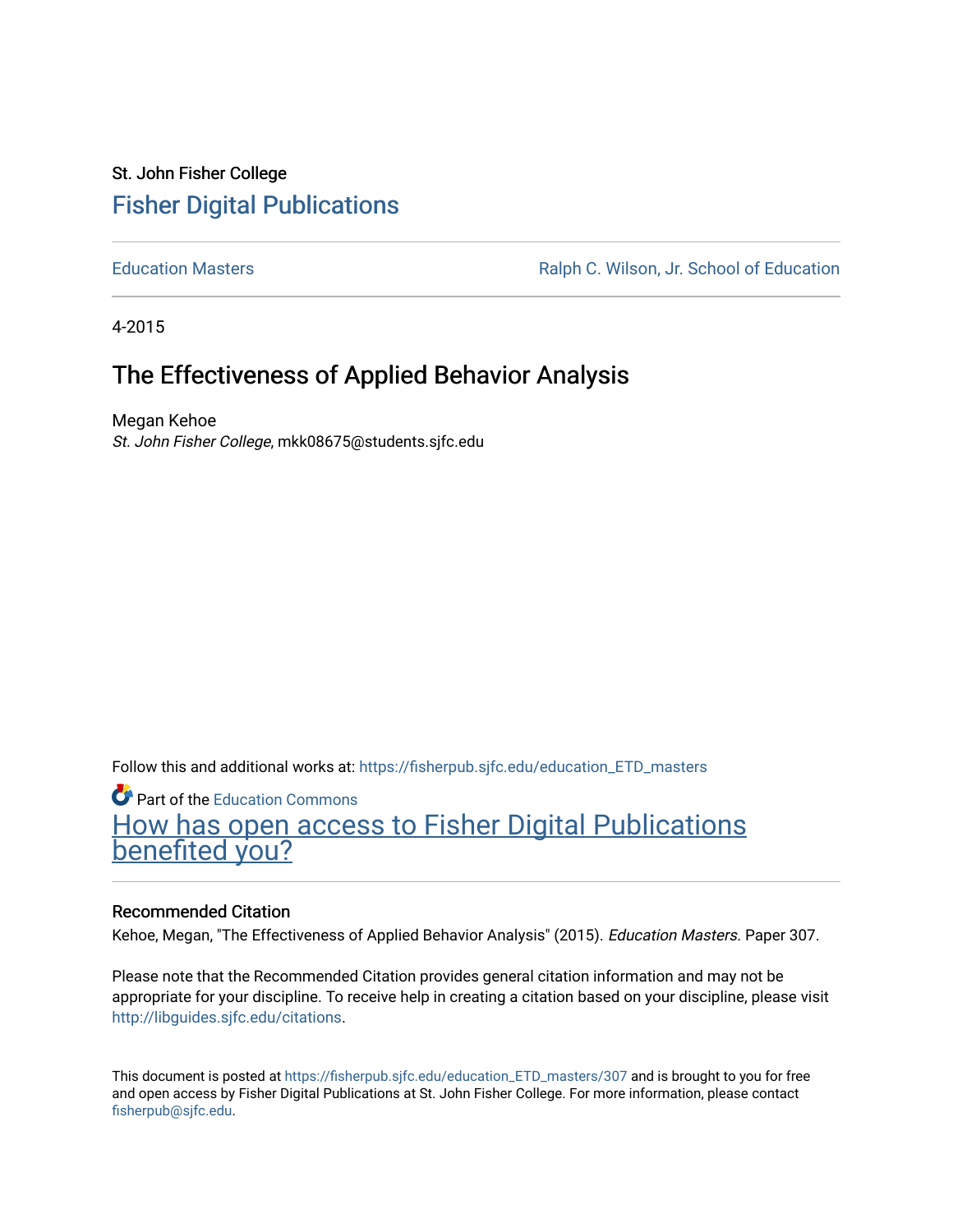St. John Fisher College

# Fisher Digital Publications

Education Masters | Ralph C. Wilson, Jr. School of Education

4-2015

## The Effectiveness of Applied Behavior Analysis

Megan Kehoe
*St. John Fisher College*, mkk08675@students.sjfc.edu

Follow this and additional works at: https://fisherpub.sjfc.edu/education_ETD_masters

Part of the Education Commons

How has open access to Fisher Digital Publications benefited you?

### Recommended Citation

Kehoe, Megan, "The Effectiveness of Applied Behavior Analysis" (2015). *Education Masters.* Paper 307.

Please note that the Recommended Citation provides general citation information and may not be appropriate for your discipline. To receive help in creating a citation based on your discipline, please visit http://libguides.sjfc.edu/citations.

This document is posted at https://fisherpub.sjfc.edu/education_ETD_masters/307 and is brought to you for free and open access by Fisher Digital Publications at St. John Fisher College. For more information, please contact fisherpub@sjfc.edu.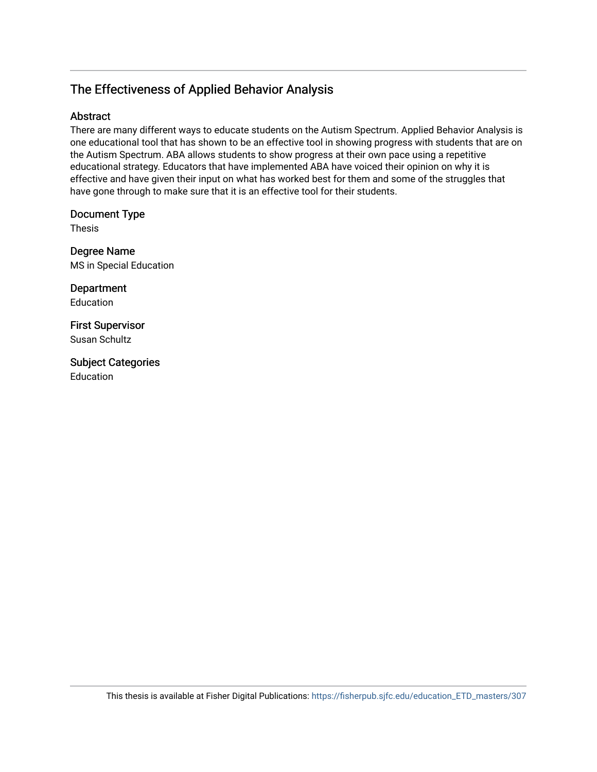## The Effectiveness of Applied Behavior Analysis

### Abstract

There are many different ways to educate students on the Autism Spectrum. Applied Behavior Analysis is one educational tool that has shown to be an effective tool in showing progress with students that are on the Autism Spectrum. ABA allows students to show progress at their own pace using a repetitive educational strategy. Educators that have implemented ABA have voiced their opinion on why it is effective and have given their input on what has worked best for them and some of the struggles that have gone through to make sure that it is an effective tool for their students.

### Document Type

Thesis

### Degree Name

MS in Special Education

### Department

Education

### First Supervisor

Susan Schultz

### Subject Categories

Education

This thesis is available at Fisher Digital Publications: https://fisherpub.sjfc.edu/education_ETD_masters/307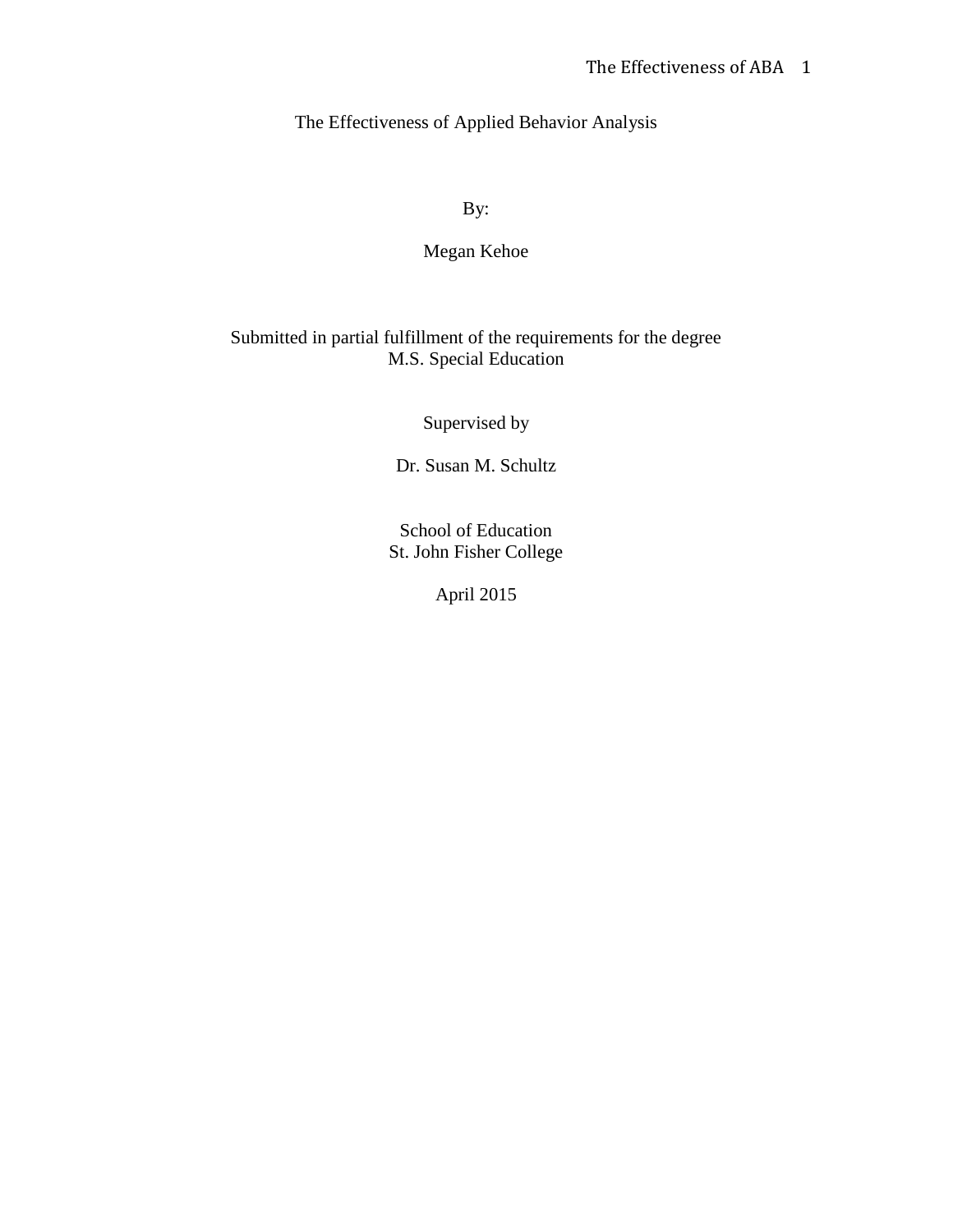# The Effectiveness of Applied Behavior Analysis

By:

Megan Kehoe

Submitted in partial fulfillment of the requirements for the degree
M.S. Special Education

Supervised by

Dr. Susan M. Schultz

School of Education
St. John Fisher College

April 2015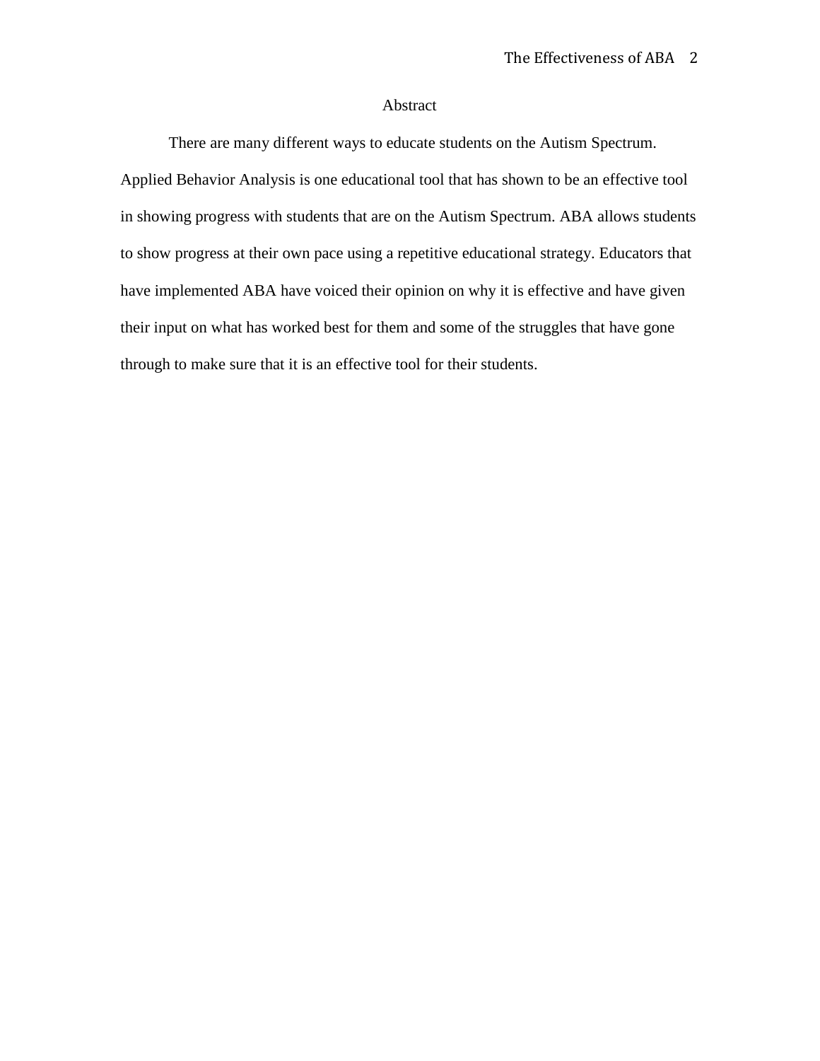## Abstract

There are many different ways to educate students on the Autism Spectrum. Applied Behavior Analysis is one educational tool that has shown to be an effective tool in showing progress with students that are on the Autism Spectrum. ABA allows students to show progress at their own pace using a repetitive educational strategy. Educators that have implemented ABA have voiced their opinion on why it is effective and have given their input on what has worked best for them and some of the struggles that have gone through to make sure that it is an effective tool for their students.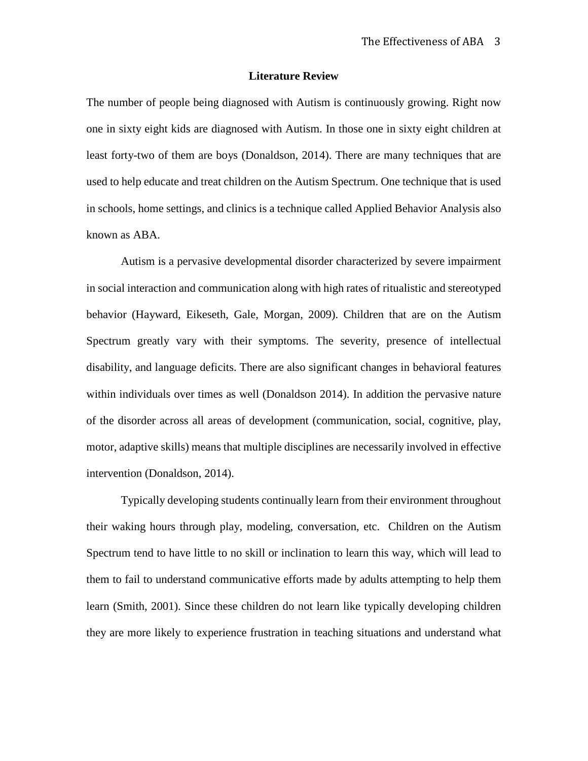## Literature Review

The number of people being diagnosed with Autism is continuously growing. Right now one in sixty eight kids are diagnosed with Autism. In those one in sixty eight children at least forty-two of them are boys (Donaldson, 2014). There are many techniques that are used to help educate and treat children on the Autism Spectrum. One technique that is used in schools, home settings, and clinics is a technique called Applied Behavior Analysis also known as ABA.

Autism is a pervasive developmental disorder characterized by severe impairment in social interaction and communication along with high rates of ritualistic and stereotyped behavior (Hayward, Eikeseth, Gale, Morgan, 2009). Children that are on the Autism Spectrum greatly vary with their symptoms. The severity, presence of intellectual disability, and language deficits. There are also significant changes in behavioral features within individuals over times as well (Donaldson 2014). In addition the pervasive nature of the disorder across all areas of development (communication, social, cognitive, play, motor, adaptive skills) means that multiple disciplines are necessarily involved in effective intervention (Donaldson, 2014).

Typically developing students continually learn from their environment throughout their waking hours through play, modeling, conversation, etc. Children on the Autism Spectrum tend to have little to no skill or inclination to learn this way, which will lead to them to fail to understand communicative efforts made by adults attempting to help them learn (Smith, 2001). Since these children do not learn like typically developing children they are more likely to experience frustration in teaching situations and understand what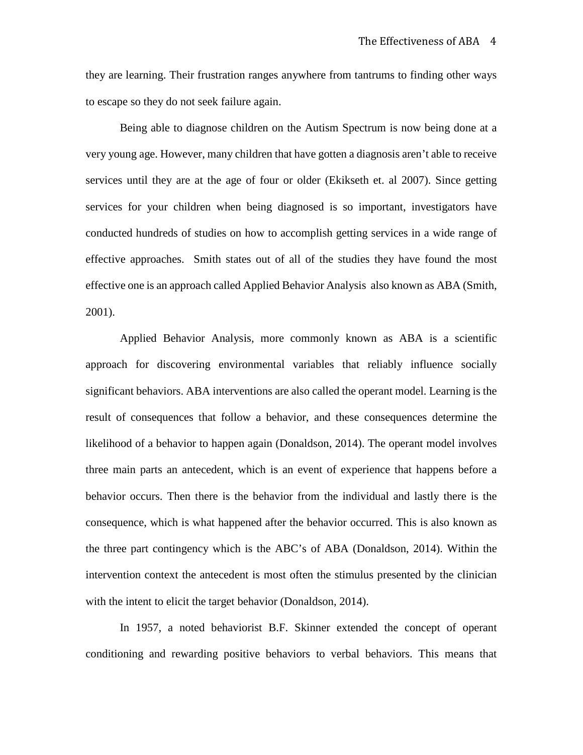they are learning. Their frustration ranges anywhere from tantrums to finding other ways to escape so they do not seek failure again.

Being able to diagnose children on the Autism Spectrum is now being done at a very young age. However, many children that have gotten a diagnosis aren't able to receive services until they are at the age of four or older (Ekikseth et. al 2007). Since getting services for your children when being diagnosed is so important, investigators have conducted hundreds of studies on how to accomplish getting services in a wide range of effective approaches. Smith states out of all of the studies they have found the most effective one is an approach called Applied Behavior Analysis also known as ABA (Smith, 2001).

Applied Behavior Analysis, more commonly known as ABA is a scientific approach for discovering environmental variables that reliably influence socially significant behaviors. ABA interventions are also called the operant model. Learning is the result of consequences that follow a behavior, and these consequences determine the likelihood of a behavior to happen again (Donaldson, 2014). The operant model involves three main parts an antecedent, which is an event of experience that happens before a behavior occurs. Then there is the behavior from the individual and lastly there is the consequence, which is what happened after the behavior occurred. This is also known as the three part contingency which is the ABC's of ABA (Donaldson, 2014). Within the intervention context the antecedent is most often the stimulus presented by the clinician with the intent to elicit the target behavior (Donaldson, 2014).

In 1957, a noted behaviorist B.F. Skinner extended the concept of operant conditioning and rewarding positive behaviors to verbal behaviors. This means that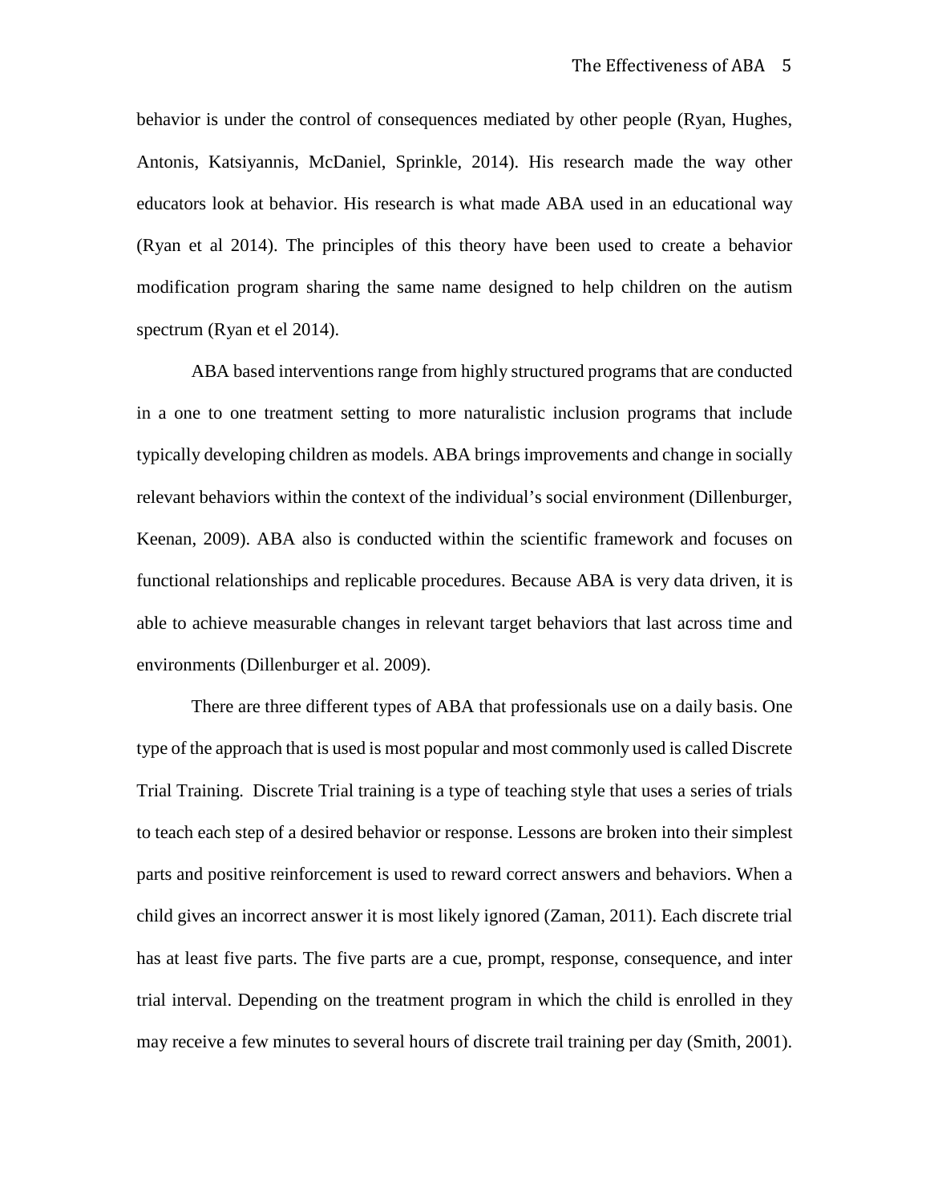behavior is under the control of consequences mediated by other people (Ryan, Hughes, Antonis, Katsiyannis, McDaniel, Sprinkle, 2014). His research made the way other educators look at behavior. His research is what made ABA used in an educational way (Ryan et al 2014). The principles of this theory have been used to create a behavior modification program sharing the same name designed to help children on the autism spectrum (Ryan et el 2014).

ABA based interventions range from highly structured programs that are conducted in a one to one treatment setting to more naturalistic inclusion programs that include typically developing children as models. ABA brings improvements and change in socially relevant behaviors within the context of the individual's social environment (Dillenburger, Keenan, 2009). ABA also is conducted within the scientific framework and focuses on functional relationships and replicable procedures. Because ABA is very data driven, it is able to achieve measurable changes in relevant target behaviors that last across time and environments (Dillenburger et al. 2009).

There are three different types of ABA that professionals use on a daily basis. One type of the approach that is used is most popular and most commonly used is called Discrete Trial Training. Discrete Trial training is a type of teaching style that uses a series of trials to teach each step of a desired behavior or response. Lessons are broken into their simplest parts and positive reinforcement is used to reward correct answers and behaviors. When a child gives an incorrect answer it is most likely ignored (Zaman, 2011). Each discrete trial has at least five parts. The five parts are a cue, prompt, response, consequence, and inter trial interval. Depending on the treatment program in which the child is enrolled in they may receive a few minutes to several hours of discrete trail training per day (Smith, 2001).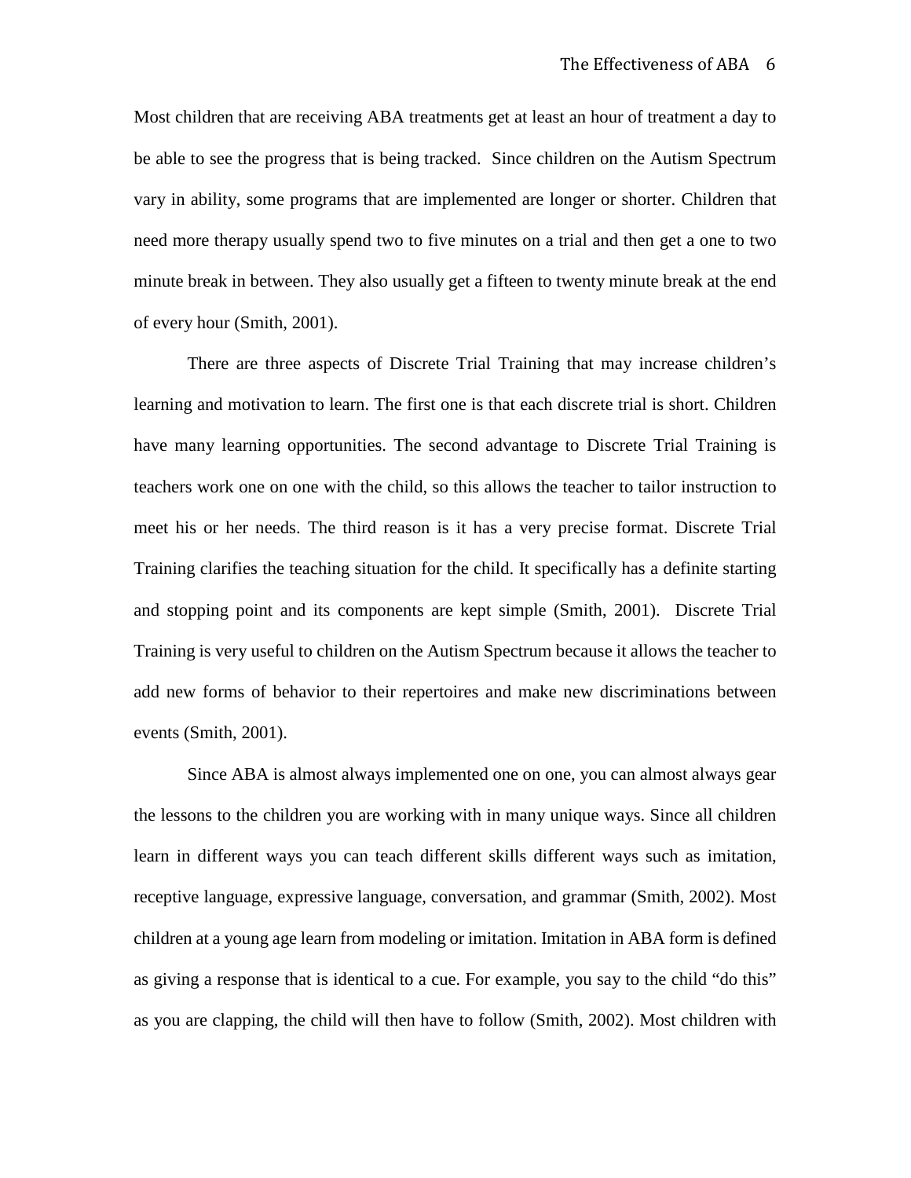Most children that are receiving ABA treatments get at least an hour of treatment a day to be able to see the progress that is being tracked. Since children on the Autism Spectrum vary in ability, some programs that are implemented are longer or shorter. Children that need more therapy usually spend two to five minutes on a trial and then get a one to two minute break in between. They also usually get a fifteen to twenty minute break at the end of every hour (Smith, 2001).

There are three aspects of Discrete Trial Training that may increase children's learning and motivation to learn. The first one is that each discrete trial is short. Children have many learning opportunities. The second advantage to Discrete Trial Training is teachers work one on one with the child, so this allows the teacher to tailor instruction to meet his or her needs. The third reason is it has a very precise format. Discrete Trial Training clarifies the teaching situation for the child. It specifically has a definite starting and stopping point and its components are kept simple (Smith, 2001). Discrete Trial Training is very useful to children on the Autism Spectrum because it allows the teacher to add new forms of behavior to their repertoires and make new discriminations between events (Smith, 2001).

Since ABA is almost always implemented one on one, you can almost always gear the lessons to the children you are working with in many unique ways. Since all children learn in different ways you can teach different skills different ways such as imitation, receptive language, expressive language, conversation, and grammar (Smith, 2002). Most children at a young age learn from modeling or imitation. Imitation in ABA form is defined as giving a response that is identical to a cue. For example, you say to the child "do this" as you are clapping, the child will then have to follow (Smith, 2002). Most children with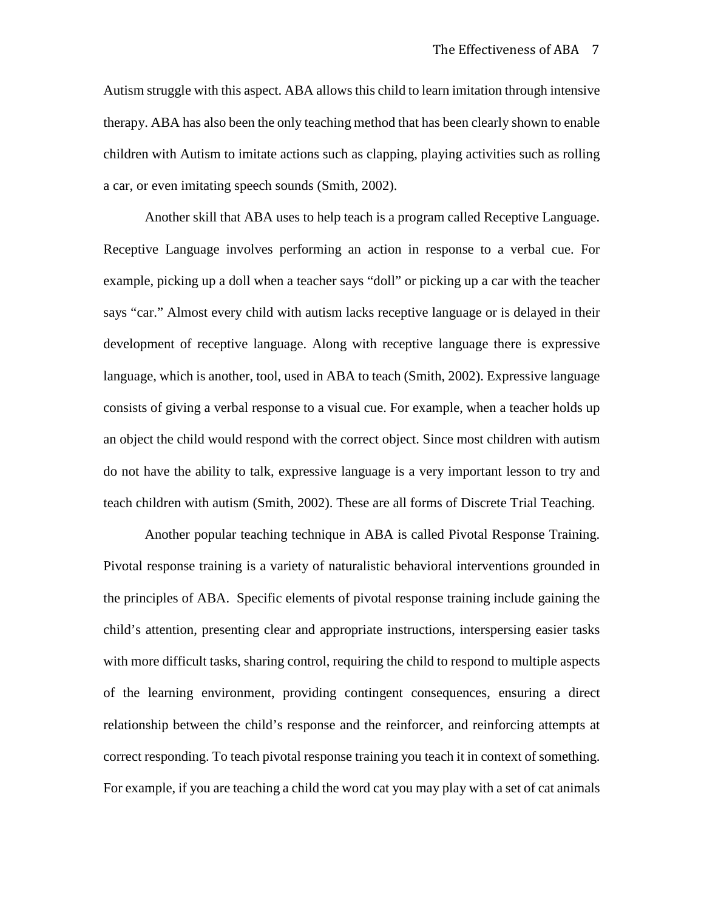Autism struggle with this aspect. ABA allows this child to learn imitation through intensive therapy. ABA has also been the only teaching method that has been clearly shown to enable children with Autism to imitate actions such as clapping, playing activities such as rolling a car, or even imitating speech sounds (Smith, 2002).

Another skill that ABA uses to help teach is a program called Receptive Language. Receptive Language involves performing an action in response to a verbal cue. For example, picking up a doll when a teacher says "doll" or picking up a car with the teacher says "car." Almost every child with autism lacks receptive language or is delayed in their development of receptive language. Along with receptive language there is expressive language, which is another, tool, used in ABA to teach (Smith, 2002). Expressive language consists of giving a verbal response to a visual cue. For example, when a teacher holds up an object the child would respond with the correct object. Since most children with autism do not have the ability to talk, expressive language is a very important lesson to try and teach children with autism (Smith, 2002). These are all forms of Discrete Trial Teaching.

Another popular teaching technique in ABA is called Pivotal Response Training. Pivotal response training is a variety of naturalistic behavioral interventions grounded in the principles of ABA. Specific elements of pivotal response training include gaining the child's attention, presenting clear and appropriate instructions, interspersing easier tasks with more difficult tasks, sharing control, requiring the child to respond to multiple aspects of the learning environment, providing contingent consequences, ensuring a direct relationship between the child's response and the reinforcer, and reinforcing attempts at correct responding. To teach pivotal response training you teach it in context of something. For example, if you are teaching a child the word cat you may play with a set of cat animals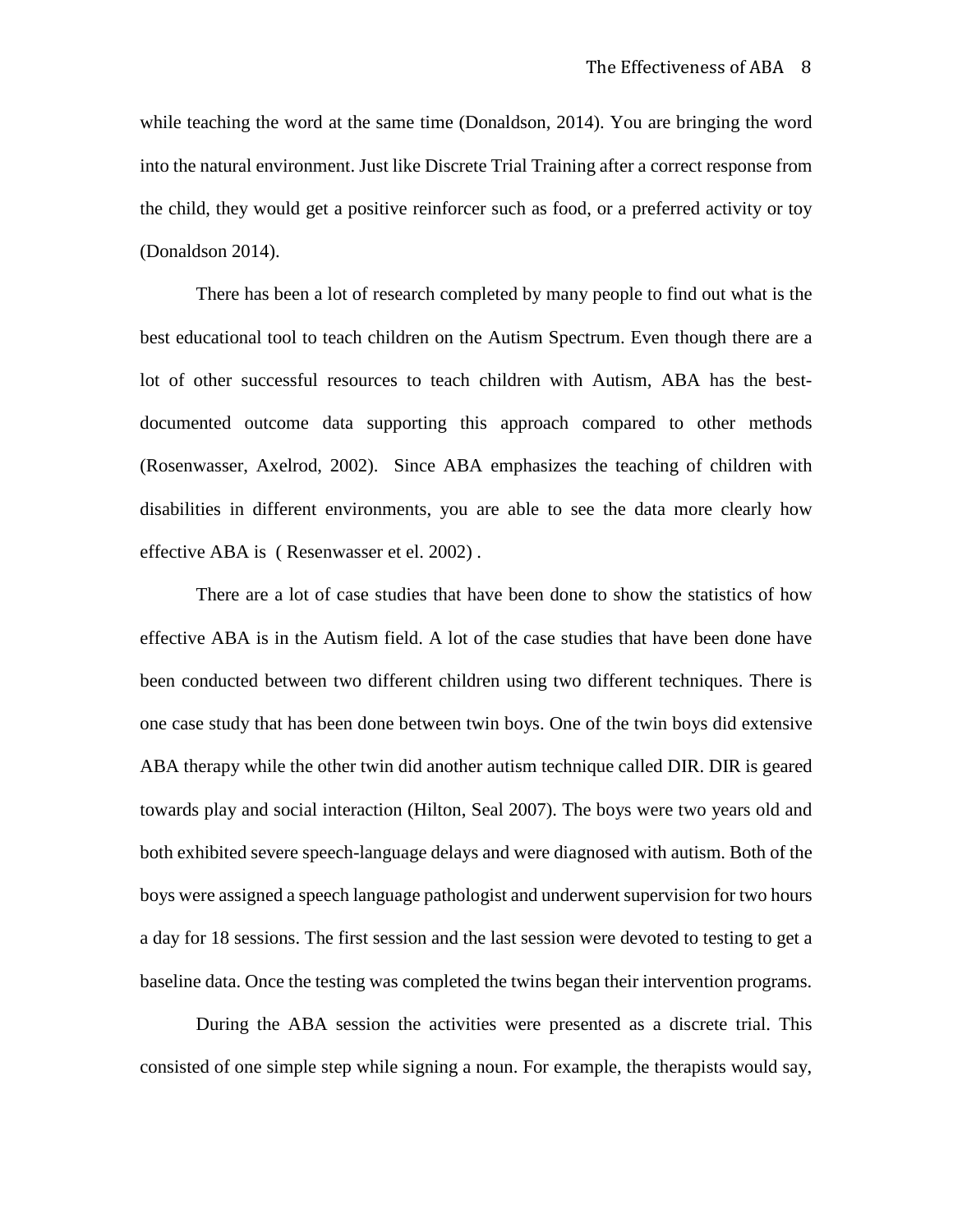while teaching the word at the same time (Donaldson, 2014). You are bringing the word into the natural environment. Just like Discrete Trial Training after a correct response from the child, they would get a positive reinforcer such as food, or a preferred activity or toy (Donaldson 2014).

There has been a lot of research completed by many people to find out what is the best educational tool to teach children on the Autism Spectrum. Even though there are a lot of other successful resources to teach children with Autism, ABA has the best-documented outcome data supporting this approach compared to other methods (Rosenwasser, Axelrod, 2002). Since ABA emphasizes the teaching of children with disabilities in different environments, you are able to see the data more clearly how effective ABA is ( Resenwasser et el. 2002) .

There are a lot of case studies that have been done to show the statistics of how effective ABA is in the Autism field. A lot of the case studies that have been done have been conducted between two different children using two different techniques. There is one case study that has been done between twin boys. One of the twin boys did extensive ABA therapy while the other twin did another autism technique called DIR. DIR is geared towards play and social interaction (Hilton, Seal 2007). The boys were two years old and both exhibited severe speech-language delays and were diagnosed with autism. Both of the boys were assigned a speech language pathologist and underwent supervision for two hours a day for 18 sessions. The first session and the last session were devoted to testing to get a baseline data. Once the testing was completed the twins began their intervention programs.

During the ABA session the activities were presented as a discrete trial. This consisted of one simple step while signing a noun. For example, the therapists would say,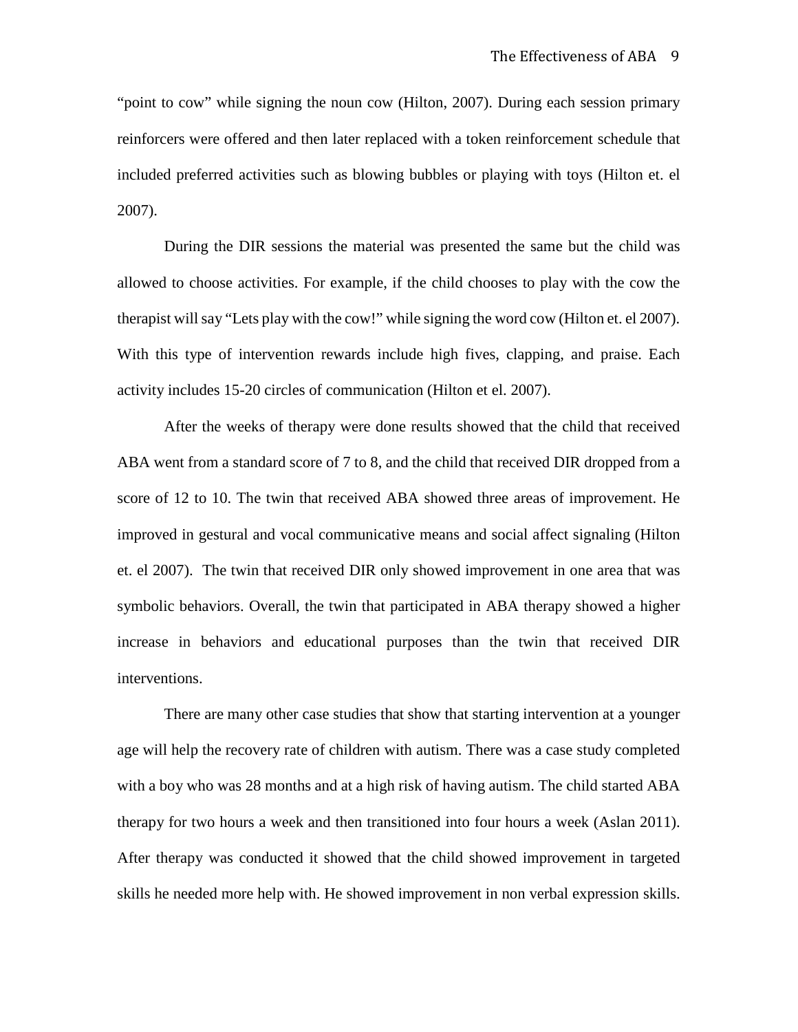"point to cow" while signing the noun cow (Hilton, 2007). During each session primary reinforcers were offered and then later replaced with a token reinforcement schedule that included preferred activities such as blowing bubbles or playing with toys (Hilton et. el 2007).

During the DIR sessions the material was presented the same but the child was allowed to choose activities. For example, if the child chooses to play with the cow the therapist will say "Lets play with the cow!" while signing the word cow (Hilton et. el 2007). With this type of intervention rewards include high fives, clapping, and praise. Each activity includes 15-20 circles of communication (Hilton et el. 2007).

After the weeks of therapy were done results showed that the child that received ABA went from a standard score of 7 to 8, and the child that received DIR dropped from a score of 12 to 10. The twin that received ABA showed three areas of improvement. He improved in gestural and vocal communicative means and social affect signaling (Hilton et. el 2007). The twin that received DIR only showed improvement in one area that was symbolic behaviors. Overall, the twin that participated in ABA therapy showed a higher increase in behaviors and educational purposes than the twin that received DIR interventions.

There are many other case studies that show that starting intervention at a younger age will help the recovery rate of children with autism. There was a case study completed with a boy who was 28 months and at a high risk of having autism. The child started ABA therapy for two hours a week and then transitioned into four hours a week (Aslan 2011). After therapy was conducted it showed that the child showed improvement in targeted skills he needed more help with. He showed improvement in non verbal expression skills.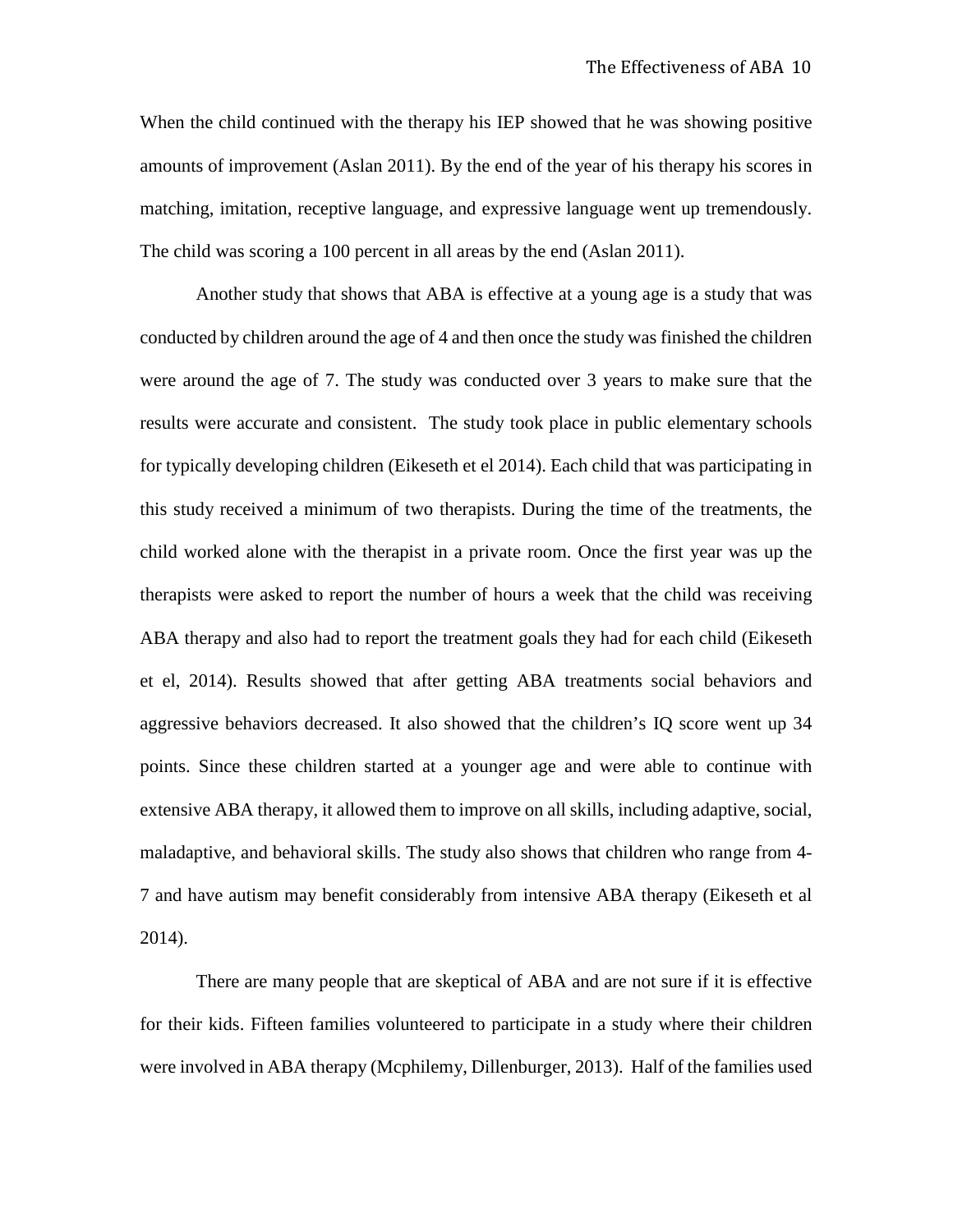When the child continued with the therapy his IEP showed that he was showing positive amounts of improvement (Aslan 2011). By the end of the year of his therapy his scores in matching, imitation, receptive language, and expressive language went up tremendously. The child was scoring a 100 percent in all areas by the end (Aslan 2011).

Another study that shows that ABA is effective at a young age is a study that was conducted by children around the age of 4 and then once the study was finished the children were around the age of 7. The study was conducted over 3 years to make sure that the results were accurate and consistent. The study took place in public elementary schools for typically developing children (Eikeseth et el 2014). Each child that was participating in this study received a minimum of two therapists. During the time of the treatments, the child worked alone with the therapist in a private room. Once the first year was up the therapists were asked to report the number of hours a week that the child was receiving ABA therapy and also had to report the treatment goals they had for each child (Eikeseth et el, 2014). Results showed that after getting ABA treatments social behaviors and aggressive behaviors decreased. It also showed that the children's IQ score went up 34 points. Since these children started at a younger age and were able to continue with extensive ABA therapy, it allowed them to improve on all skills, including adaptive, social, maladaptive, and behavioral skills. The study also shows that children who range from 4-7 and have autism may benefit considerably from intensive ABA therapy (Eikeseth et al 2014).

There are many people that are skeptical of ABA and are not sure if it is effective for their kids. Fifteen families volunteered to participate in a study where their children were involved in ABA therapy (Mcphilemy, Dillenburger, 2013). Half of the families used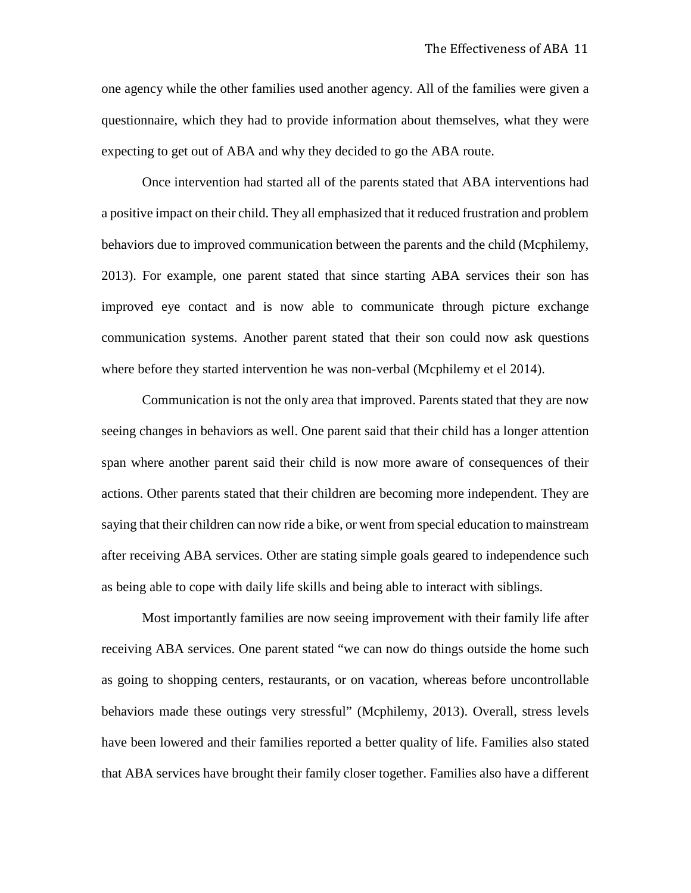one agency while the other families used another agency. All of the families were given a questionnaire, which they had to provide information about themselves, what they were expecting to get out of ABA and why they decided to go the ABA route.

Once intervention had started all of the parents stated that ABA interventions had a positive impact on their child. They all emphasized that it reduced frustration and problem behaviors due to improved communication between the parents and the child (Mcphilemy, 2013). For example, one parent stated that since starting ABA services their son has improved eye contact and is now able to communicate through picture exchange communication systems. Another parent stated that their son could now ask questions where before they started intervention he was non-verbal (Mcphilemy et el 2014).

Communication is not the only area that improved. Parents stated that they are now seeing changes in behaviors as well. One parent said that their child has a longer attention span where another parent said their child is now more aware of consequences of their actions. Other parents stated that their children are becoming more independent. They are saying that their children can now ride a bike, or went from special education to mainstream after receiving ABA services. Other are stating simple goals geared to independence such as being able to cope with daily life skills and being able to interact with siblings.

Most importantly families are now seeing improvement with their family life after receiving ABA services. One parent stated "we can now do things outside the home such as going to shopping centers, restaurants, or on vacation, whereas before uncontrollable behaviors made these outings very stressful" (Mcphilemy, 2013). Overall, stress levels have been lowered and their families reported a better quality of life. Families also stated that ABA services have brought their family closer together. Families also have a different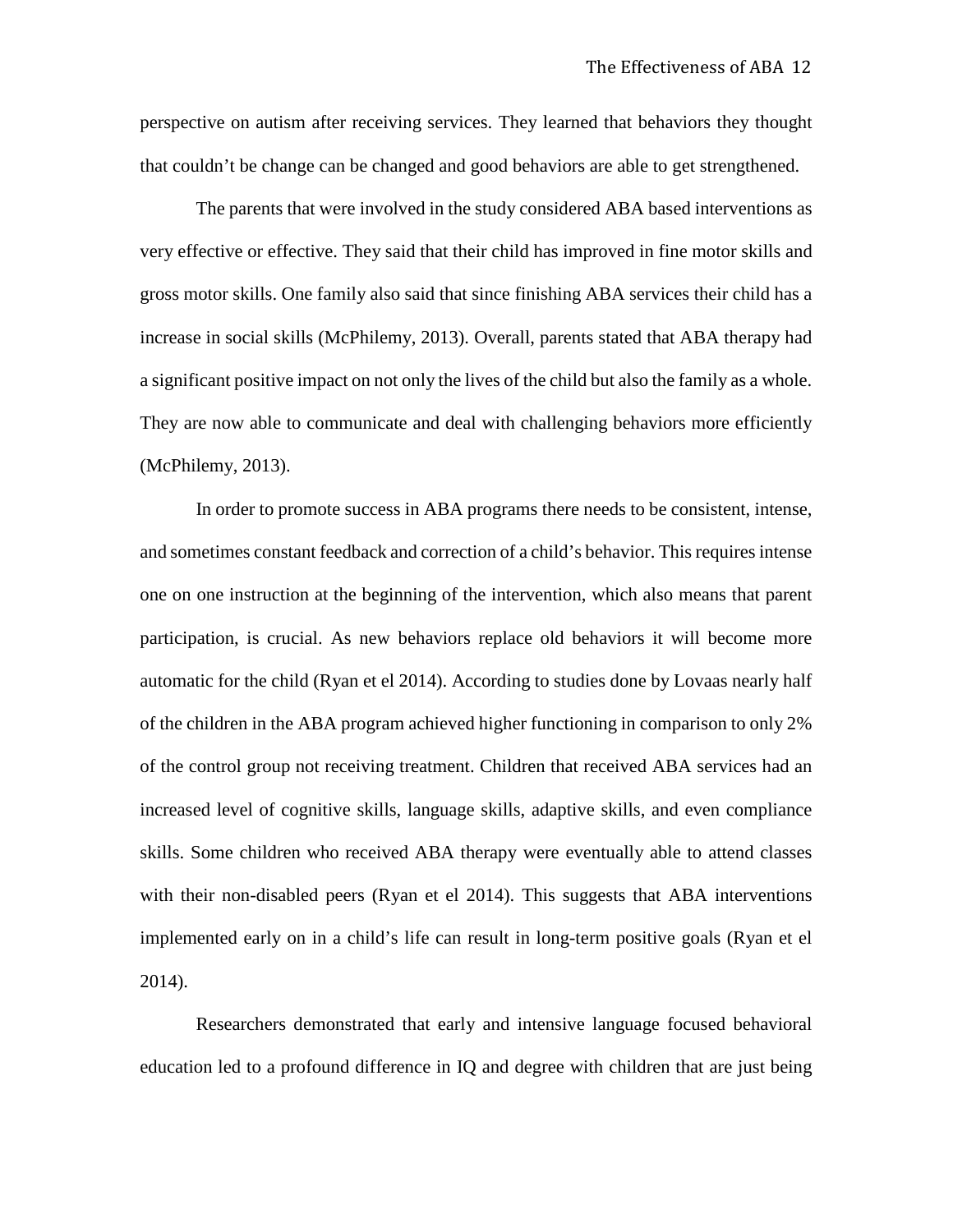perspective on autism after receiving services. They learned that behaviors they thought that couldn't be change can be changed and good behaviors are able to get strengthened.

The parents that were involved in the study considered ABA based interventions as very effective or effective. They said that their child has improved in fine motor skills and gross motor skills. One family also said that since finishing ABA services their child has a increase in social skills (McPhilemy, 2013). Overall, parents stated that ABA therapy had a significant positive impact on not only the lives of the child but also the family as a whole. They are now able to communicate and deal with challenging behaviors more efficiently (McPhilemy, 2013).

In order to promote success in ABA programs there needs to be consistent, intense, and sometimes constant feedback and correction of a child's behavior. This requires intense one on one instruction at the beginning of the intervention, which also means that parent participation, is crucial. As new behaviors replace old behaviors it will become more automatic for the child (Ryan et el 2014). According to studies done by Lovaas nearly half of the children in the ABA program achieved higher functioning in comparison to only 2% of the control group not receiving treatment. Children that received ABA services had an increased level of cognitive skills, language skills, adaptive skills, and even compliance skills. Some children who received ABA therapy were eventually able to attend classes with their non-disabled peers (Ryan et el 2014). This suggests that ABA interventions implemented early on in a child's life can result in long-term positive goals (Ryan et el 2014).

Researchers demonstrated that early and intensive language focused behavioral education led to a profound difference in IQ and degree with children that are just being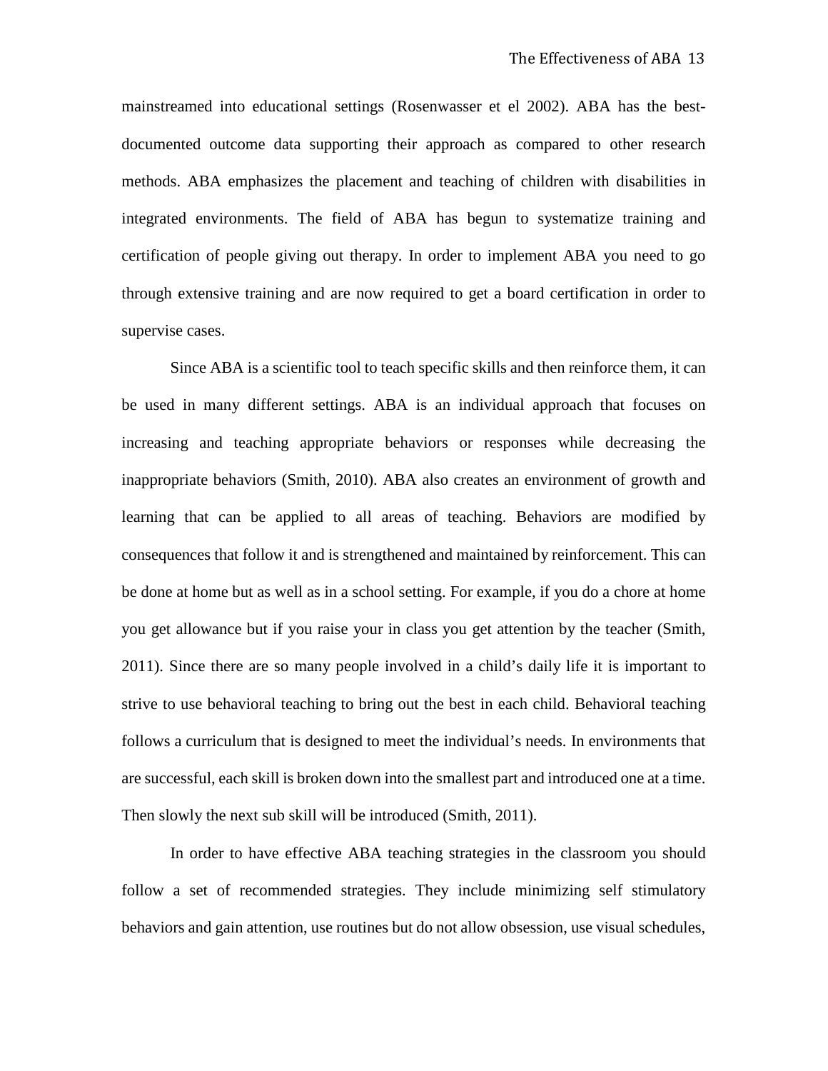mainstreamed into educational settings (Rosenwasser et el 2002). ABA has the best-documented outcome data supporting their approach as compared to other research methods. ABA emphasizes the placement and teaching of children with disabilities in integrated environments. The field of ABA has begun to systematize training and certification of people giving out therapy. In order to implement ABA you need to go through extensive training and are now required to get a board certification in order to supervise cases.

Since ABA is a scientific tool to teach specific skills and then reinforce them, it can be used in many different settings. ABA is an individual approach that focuses on increasing and teaching appropriate behaviors or responses while decreasing the inappropriate behaviors (Smith, 2010). ABA also creates an environment of growth and learning that can be applied to all areas of teaching. Behaviors are modified by consequences that follow it and is strengthened and maintained by reinforcement. This can be done at home but as well as in a school setting. For example, if you do a chore at home you get allowance but if you raise your in class you get attention by the teacher (Smith, 2011). Since there are so many people involved in a child's daily life it is important to strive to use behavioral teaching to bring out the best in each child. Behavioral teaching follows a curriculum that is designed to meet the individual's needs. In environments that are successful, each skill is broken down into the smallest part and introduced one at a time. Then slowly the next sub skill will be introduced (Smith, 2011).

In order to have effective ABA teaching strategies in the classroom you should follow a set of recommended strategies. They include minimizing self stimulatory behaviors and gain attention, use routines but do not allow obsession, use visual schedules,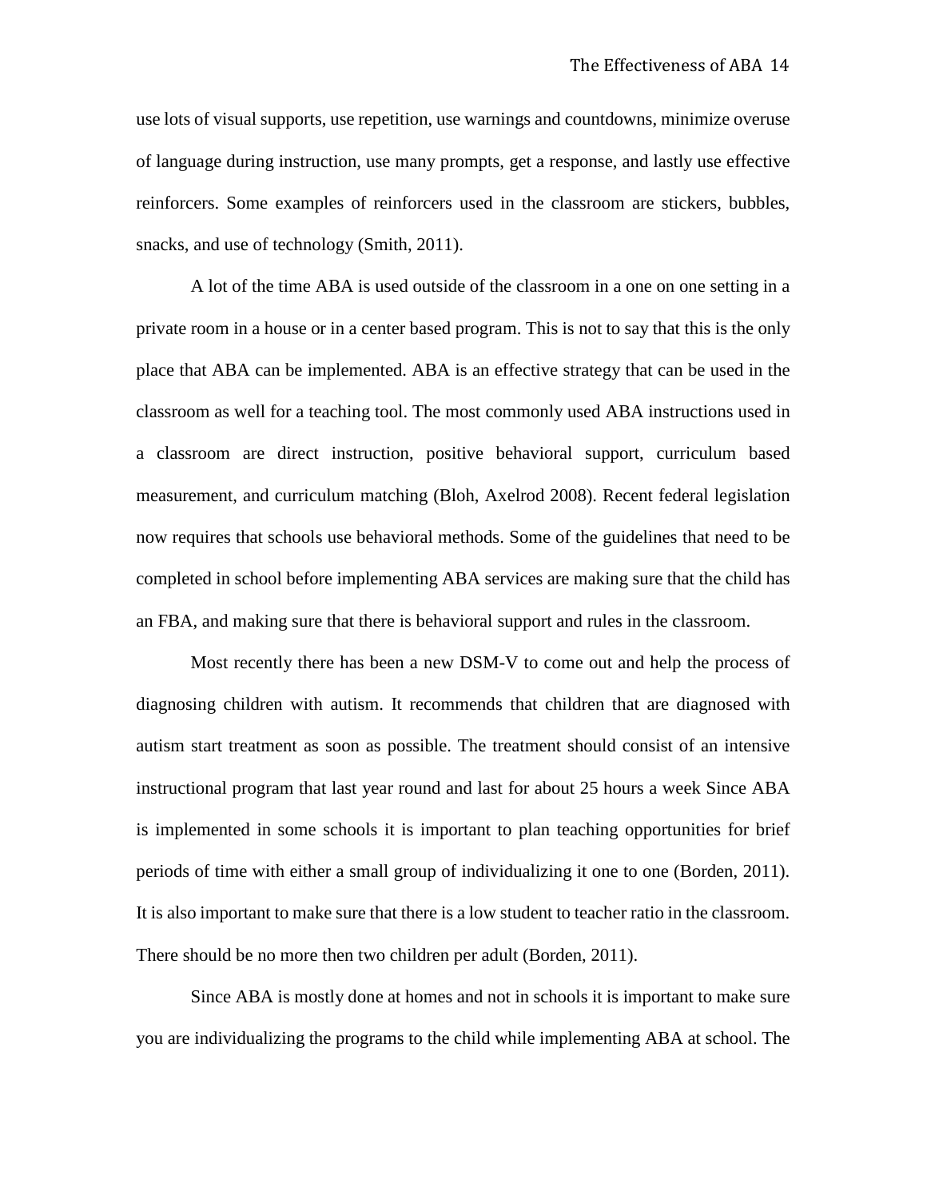use lots of visual supports, use repetition, use warnings and countdowns, minimize overuse of language during instruction, use many prompts, get a response, and lastly use effective reinforcers. Some examples of reinforcers used in the classroom are stickers, bubbles, snacks, and use of technology (Smith, 2011).

A lot of the time ABA is used outside of the classroom in a one on one setting in a private room in a house or in a center based program. This is not to say that this is the only place that ABA can be implemented. ABA is an effective strategy that can be used in the classroom as well for a teaching tool. The most commonly used ABA instructions used in a classroom are direct instruction, positive behavioral support, curriculum based measurement, and curriculum matching (Bloh, Axelrod 2008). Recent federal legislation now requires that schools use behavioral methods. Some of the guidelines that need to be completed in school before implementing ABA services are making sure that the child has an FBA, and making sure that there is behavioral support and rules in the classroom.

Most recently there has been a new DSM-V to come out and help the process of diagnosing children with autism. It recommends that children that are diagnosed with autism start treatment as soon as possible. The treatment should consist of an intensive instructional program that last year round and last for about 25 hours a week Since ABA is implemented in some schools it is important to plan teaching opportunities for brief periods of time with either a small group of individualizing it one to one (Borden, 2011). It is also important to make sure that there is a low student to teacher ratio in the classroom. There should be no more then two children per adult (Borden, 2011).

Since ABA is mostly done at homes and not in schools it is important to make sure you are individualizing the programs to the child while implementing ABA at school. The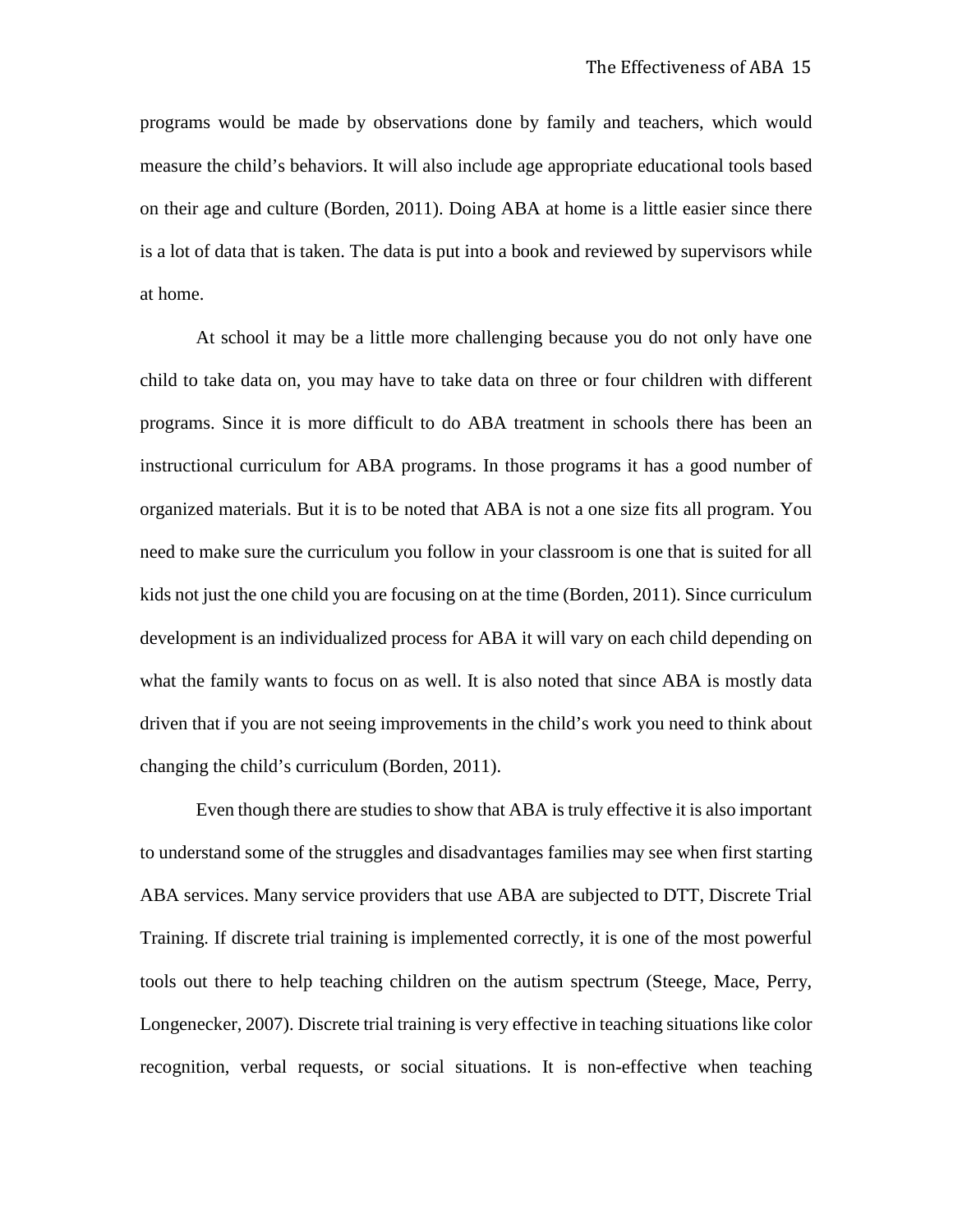programs would be made by observations done by family and teachers, which would measure the child's behaviors. It will also include age appropriate educational tools based on their age and culture (Borden, 2011). Doing ABA at home is a little easier since there is a lot of data that is taken. The data is put into a book and reviewed by supervisors while at home.

At school it may be a little more challenging because you do not only have one child to take data on, you may have to take data on three or four children with different programs. Since it is more difficult to do ABA treatment in schools there has been an instructional curriculum for ABA programs. In those programs it has a good number of organized materials. But it is to be noted that ABA is not a one size fits all program. You need to make sure the curriculum you follow in your classroom is one that is suited for all kids not just the one child you are focusing on at the time (Borden, 2011). Since curriculum development is an individualized process for ABA it will vary on each child depending on what the family wants to focus on as well. It is also noted that since ABA is mostly data driven that if you are not seeing improvements in the child's work you need to think about changing the child's curriculum (Borden, 2011).

Even though there are studies to show that ABA is truly effective it is also important to understand some of the struggles and disadvantages families may see when first starting ABA services. Many service providers that use ABA are subjected to DTT, Discrete Trial Training. If discrete trial training is implemented correctly, it is one of the most powerful tools out there to help teaching children on the autism spectrum (Steege, Mace, Perry, Longenecker, 2007). Discrete trial training is very effective in teaching situations like color recognition, verbal requests, or social situations. It is non-effective when teaching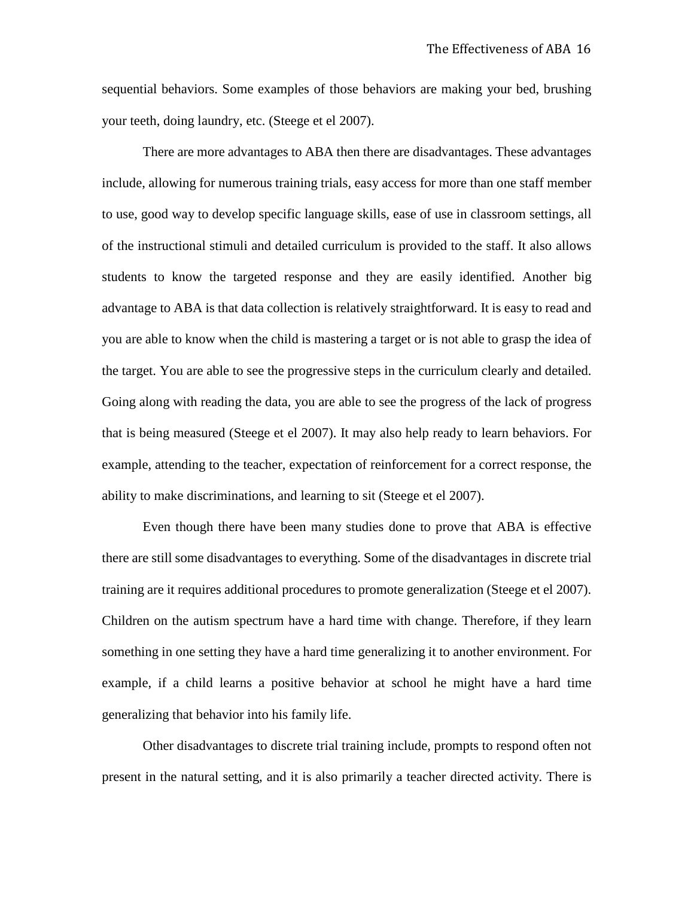sequential behaviors. Some examples of those behaviors are making your bed, brushing your teeth, doing laundry, etc. (Steege et el 2007).

There are more advantages to ABA then there are disadvantages. These advantages include, allowing for numerous training trials, easy access for more than one staff member to use, good way to develop specific language skills, ease of use in classroom settings, all of the instructional stimuli and detailed curriculum is provided to the staff. It also allows students to know the targeted response and they are easily identified. Another big advantage to ABA is that data collection is relatively straightforward. It is easy to read and you are able to know when the child is mastering a target or is not able to grasp the idea of the target. You are able to see the progressive steps in the curriculum clearly and detailed. Going along with reading the data, you are able to see the progress of the lack of progress that is being measured (Steege et el 2007). It may also help ready to learn behaviors. For example, attending to the teacher, expectation of reinforcement for a correct response, the ability to make discriminations, and learning to sit (Steege et el 2007).

Even though there have been many studies done to prove that ABA is effective there are still some disadvantages to everything. Some of the disadvantages in discrete trial training are it requires additional procedures to promote generalization (Steege et el 2007). Children on the autism spectrum have a hard time with change. Therefore, if they learn something in one setting they have a hard time generalizing it to another environment. For example, if a child learns a positive behavior at school he might have a hard time generalizing that behavior into his family life.

Other disadvantages to discrete trial training include, prompts to respond often not present in the natural setting, and it is also primarily a teacher directed activity. There is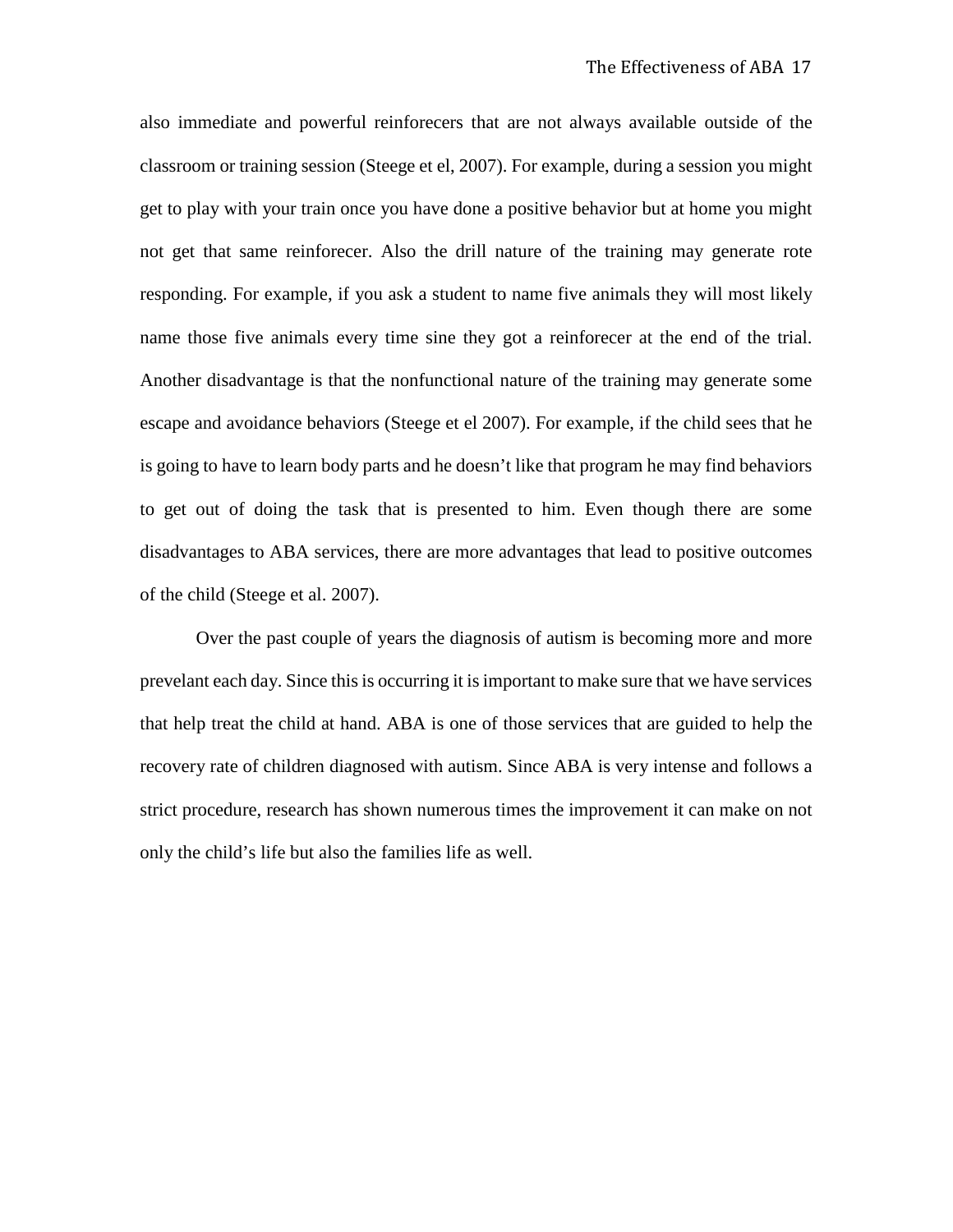also immediate and powerful reinforecers that are not always available outside of the classroom or training session (Steege et el, 2007). For example, during a session you might get to play with your train once you have done a positive behavior but at home you might not get that same reinforecer. Also the drill nature of the training may generate rote responding. For example, if you ask a student to name five animals they will most likely name those five animals every time sine they got a reinforecer at the end of the trial. Another disadvantage is that the nonfunctional nature of the training may generate some escape and avoidance behaviors (Steege et el 2007). For example, if the child sees that he is going to have to learn body parts and he doesn't like that program he may find behaviors to get out of doing the task that is presented to him. Even though there are some disadvantages to ABA services, there are more advantages that lead to positive outcomes of the child (Steege et al. 2007).

Over the past couple of years the diagnosis of autism is becoming more and more prevelant each day. Since this is occurring it is important to make sure that we have services that help treat the child at hand. ABA is one of those services that are guided to help the recovery rate of children diagnosed with autism. Since ABA is very intense and follows a strict procedure, research has shown numerous times the improvement it can make on not only the child's life but also the families life as well.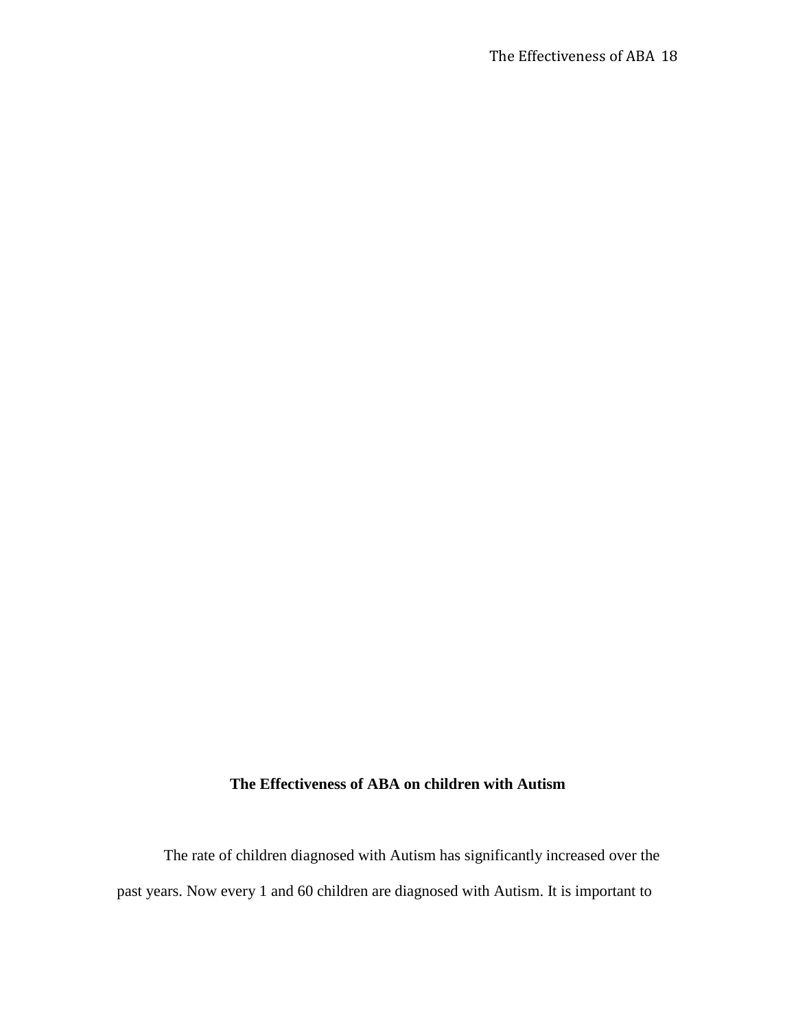**The Effectiveness of ABA on children with Autism**

The rate of children diagnosed with Autism has significantly increased over the past years. Now every 1 and 60 children are diagnosed with Autism. It is important to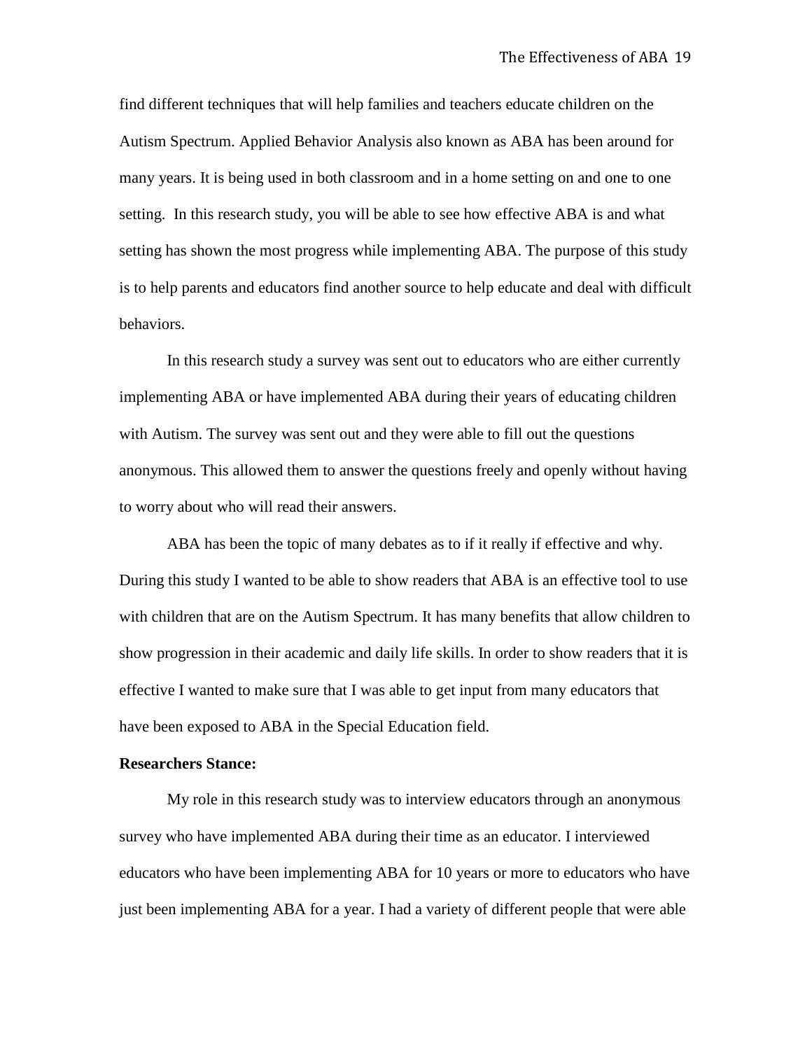find different techniques that will help families and teachers educate children on the Autism Spectrum. Applied Behavior Analysis also known as ABA has been around for many years. It is being used in both classroom and in a home setting on and one to one setting.  In this research study, you will be able to see how effective ABA is and what setting has shown the most progress while implementing ABA. The purpose of this study is to help parents and educators find another source to help educate and deal with difficult behaviors.

In this research study a survey was sent out to educators who are either currently implementing ABA or have implemented ABA during their years of educating children with Autism. The survey was sent out and they were able to fill out the questions anonymous. This allowed them to answer the questions freely and openly without having to worry about who will read their answers.

ABA has been the topic of many debates as to if it really if effective and why. During this study I wanted to be able to show readers that ABA is an effective tool to use with children that are on the Autism Spectrum. It has many benefits that allow children to show progression in their academic and daily life skills. In order to show readers that it is effective I wanted to make sure that I was able to get input from many educators that have been exposed to ABA in the Special Education field.

**Researchers Stance:**

My role in this research study was to interview educators through an anonymous survey who have implemented ABA during their time as an educator. I interviewed educators who have been implementing ABA for 10 years or more to educators who have just been implementing ABA for a year. I had a variety of different people that were able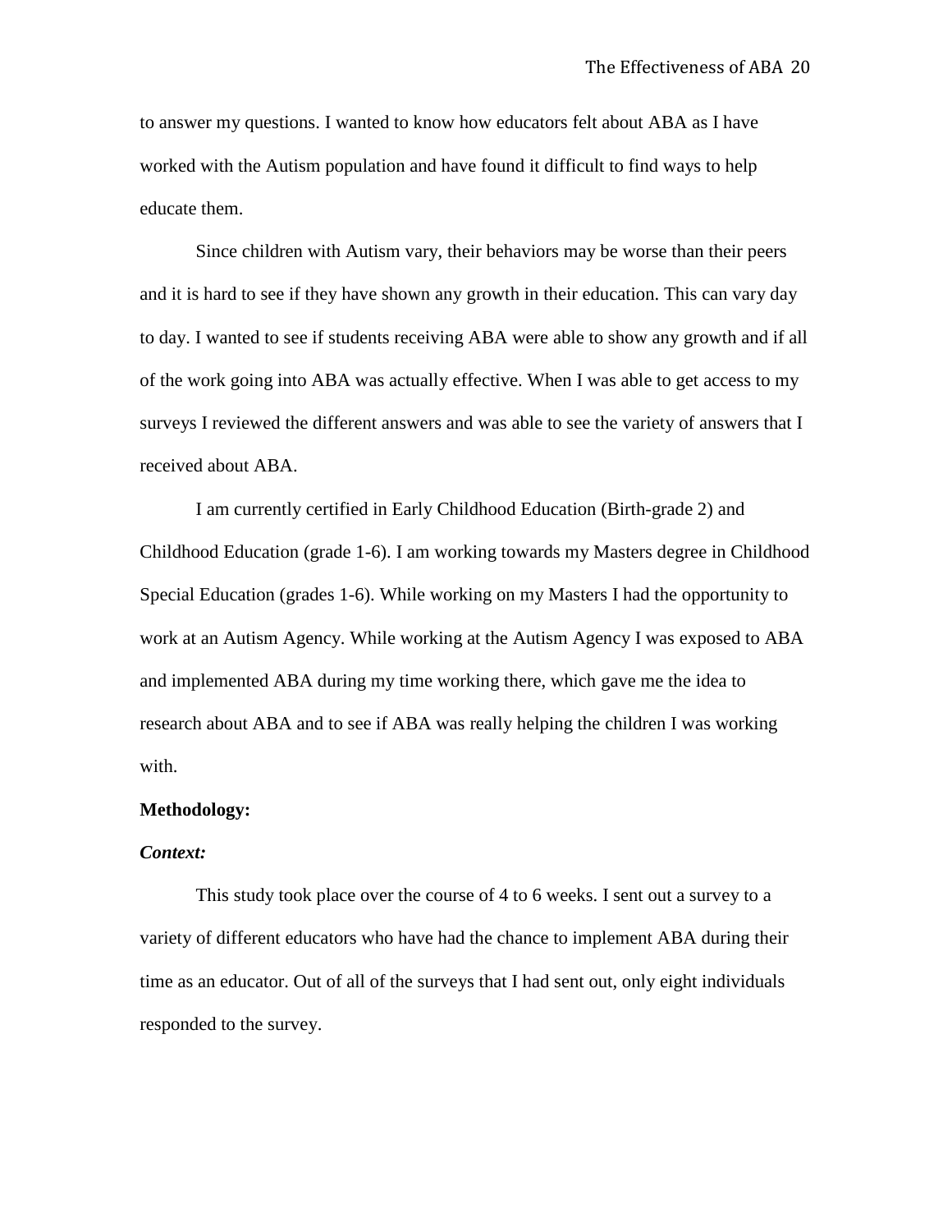to answer my questions. I wanted to know how educators felt about ABA as I have worked with the Autism population and have found it difficult to find ways to help educate them.

Since children with Autism vary, their behaviors may be worse than their peers and it is hard to see if they have shown any growth in their education. This can vary day to day. I wanted to see if students receiving ABA were able to show any growth and if all of the work going into ABA was actually effective. When I was able to get access to my surveys I reviewed the different answers and was able to see the variety of answers that I received about ABA.

I am currently certified in Early Childhood Education (Birth-grade 2) and Childhood Education (grade 1-6). I am working towards my Masters degree in Childhood Special Education (grades 1-6). While working on my Masters I had the opportunity to work at an Autism Agency. While working at the Autism Agency I was exposed to ABA and implemented ABA during my time working there, which gave me the idea to research about ABA and to see if ABA was really helping the children I was working with.

**Methodology:**

***Context:***

This study took place over the course of 4 to 6 weeks. I sent out a survey to a variety of different educators who have had the chance to implement ABA during their time as an educator. Out of all of the surveys that I had sent out, only eight individuals responded to the survey.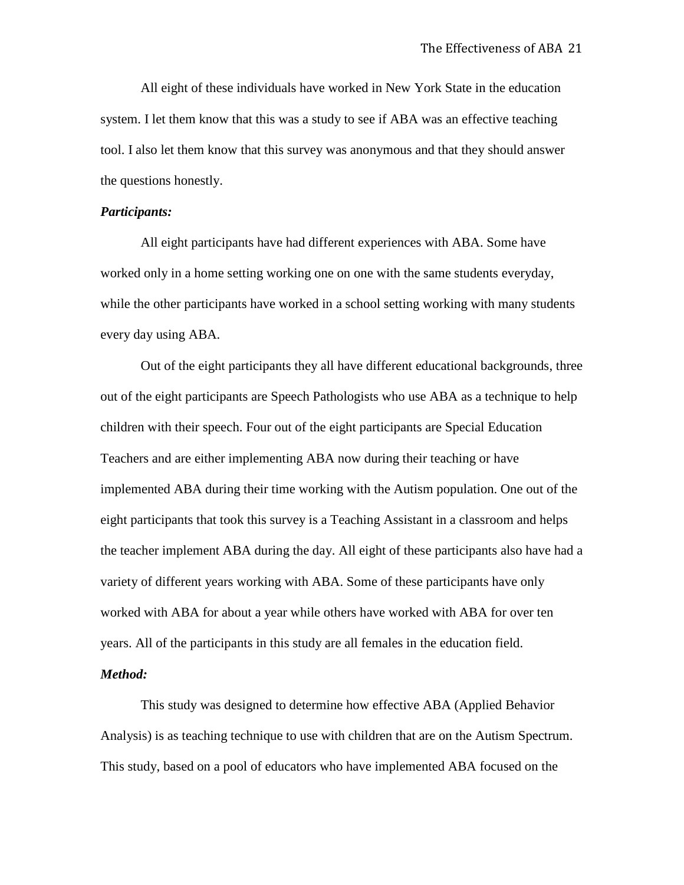All eight of these individuals have worked in New York State in the education system. I let them know that this was a study to see if ABA was an effective teaching tool. I also let them know that this survey was anonymous and that they should answer the questions honestly.

***Participants:***

All eight participants have had different experiences with ABA. Some have worked only in a home setting working one on one with the same students everyday, while the other participants have worked in a school setting working with many students every day using ABA.

Out of the eight participants they all have different educational backgrounds, three out of the eight participants are Speech Pathologists who use ABA as a technique to help children with their speech. Four out of the eight participants are Special Education Teachers and are either implementing ABA now during their teaching or have implemented ABA during their time working with the Autism population. One out of the eight participants that took this survey is a Teaching Assistant in a classroom and helps the teacher implement ABA during the day. All eight of these participants also have had a variety of different years working with ABA. Some of these participants have only worked with ABA for about a year while others have worked with ABA for over ten years. All of the participants in this study are all females in the education field.

***Method:***

This study was designed to determine how effective ABA (Applied Behavior Analysis) is as teaching technique to use with children that are on the Autism Spectrum. This study, based on a pool of educators who have implemented ABA focused on the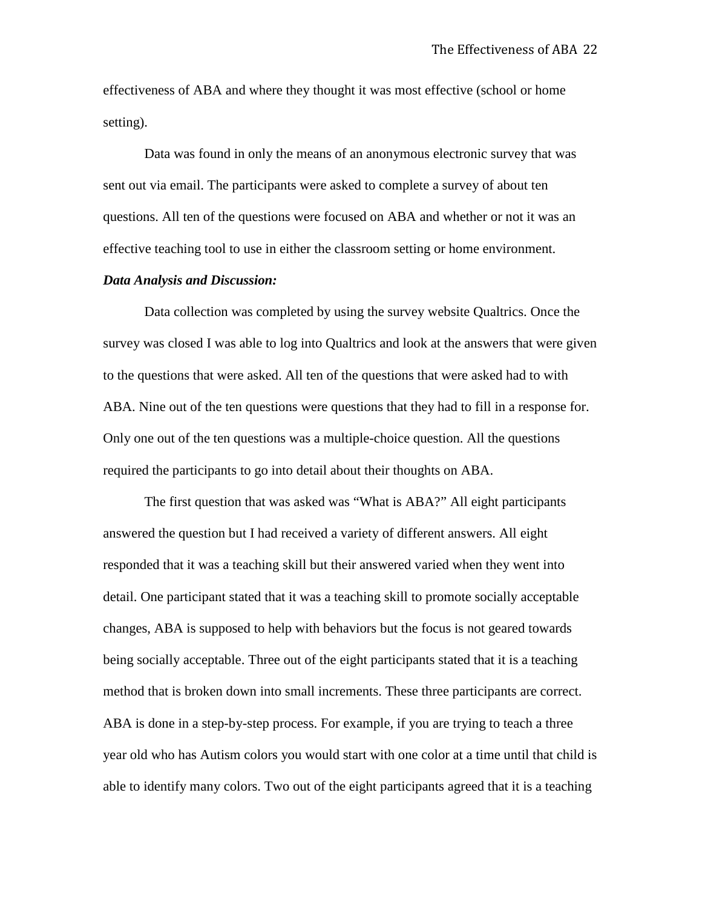effectiveness of ABA and where they thought it was most effective (school or home setting).

Data was found in only the means of an anonymous electronic survey that was sent out via email. The participants were asked to complete a survey of about ten questions. All ten of the questions were focused on ABA and whether or not it was an effective teaching tool to use in either the classroom setting or home environment.

***Data Analysis and Discussion:***

Data collection was completed by using the survey website Qualtrics. Once the survey was closed I was able to log into Qualtrics and look at the answers that were given to the questions that were asked. All ten of the questions that were asked had to with ABA. Nine out of the ten questions were questions that they had to fill in a response for. Only one out of the ten questions was a multiple-choice question. All the questions required the participants to go into detail about their thoughts on ABA.

The first question that was asked was "What is ABA?" All eight participants answered the question but I had received a variety of different answers. All eight responded that it was a teaching skill but their answered varied when they went into detail. One participant stated that it was a teaching skill to promote socially acceptable changes, ABA is supposed to help with behaviors but the focus is not geared towards being socially acceptable. Three out of the eight participants stated that it is a teaching method that is broken down into small increments. These three participants are correct. ABA is done in a step-by-step process. For example, if you are trying to teach a three year old who has Autism colors you would start with one color at a time until that child is able to identify many colors. Two out of the eight participants agreed that it is a teaching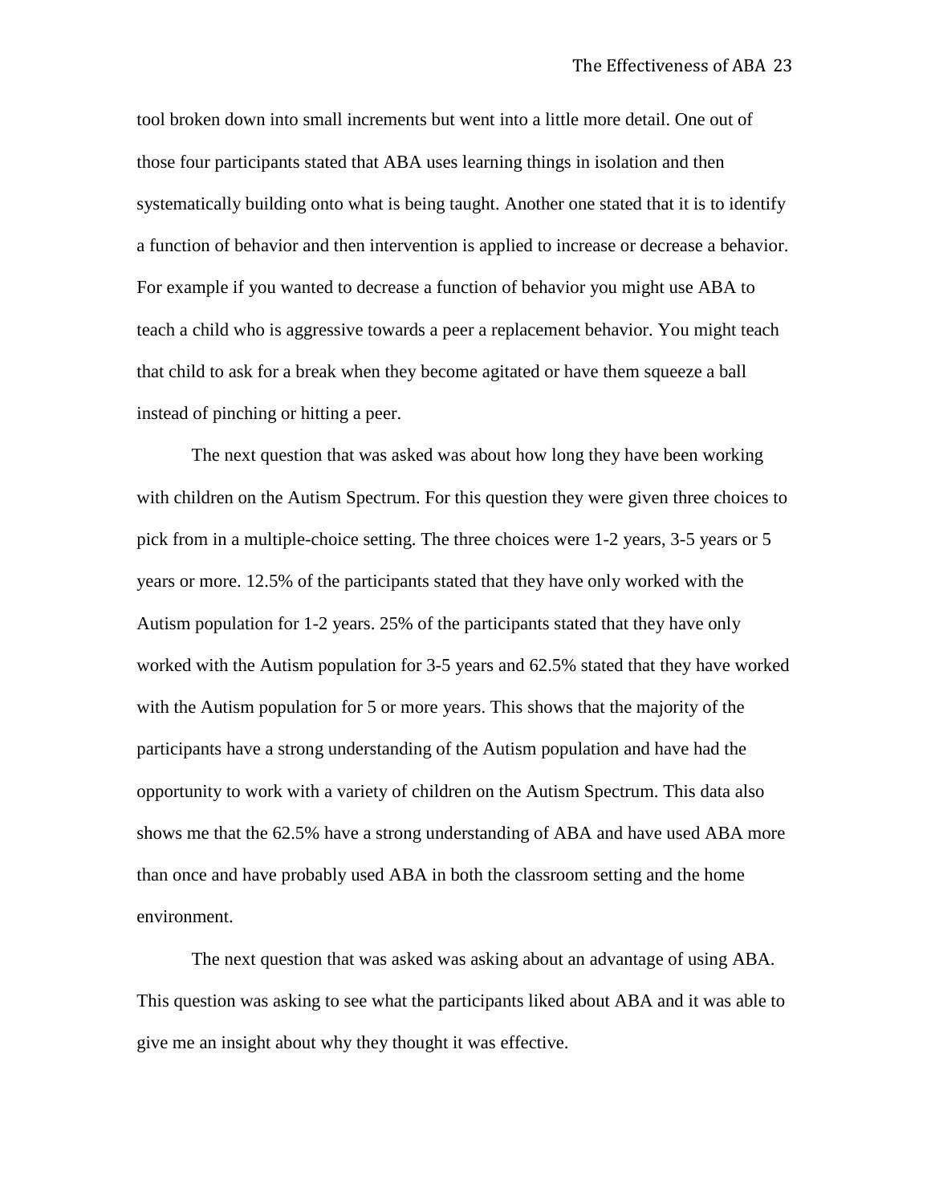tool broken down into small increments but went into a little more detail. One out of those four participants stated that ABA uses learning things in isolation and then systematically building onto what is being taught. Another one stated that it is to identify a function of behavior and then intervention is applied to increase or decrease a behavior. For example if you wanted to decrease a function of behavior you might use ABA to teach a child who is aggressive towards a peer a replacement behavior. You might teach that child to ask for a break when they become agitated or have them squeeze a ball instead of pinching or hitting a peer.

The next question that was asked was about how long they have been working with children on the Autism Spectrum. For this question they were given three choices to pick from in a multiple-choice setting. The three choices were 1-2 years, 3-5 years or 5 years or more. 12.5% of the participants stated that they have only worked with the Autism population for 1-2 years. 25% of the participants stated that they have only worked with the Autism population for 3-5 years and 62.5% stated that they have worked with the Autism population for 5 or more years. This shows that the majority of the participants have a strong understanding of the Autism population and have had the opportunity to work with a variety of children on the Autism Spectrum. This data also shows me that the 62.5% have a strong understanding of ABA and have used ABA more than once and have probably used ABA in both the classroom setting and the home environment.

The next question that was asked was asking about an advantage of using ABA. This question was asking to see what the participants liked about ABA and it was able to give me an insight about why they thought it was effective.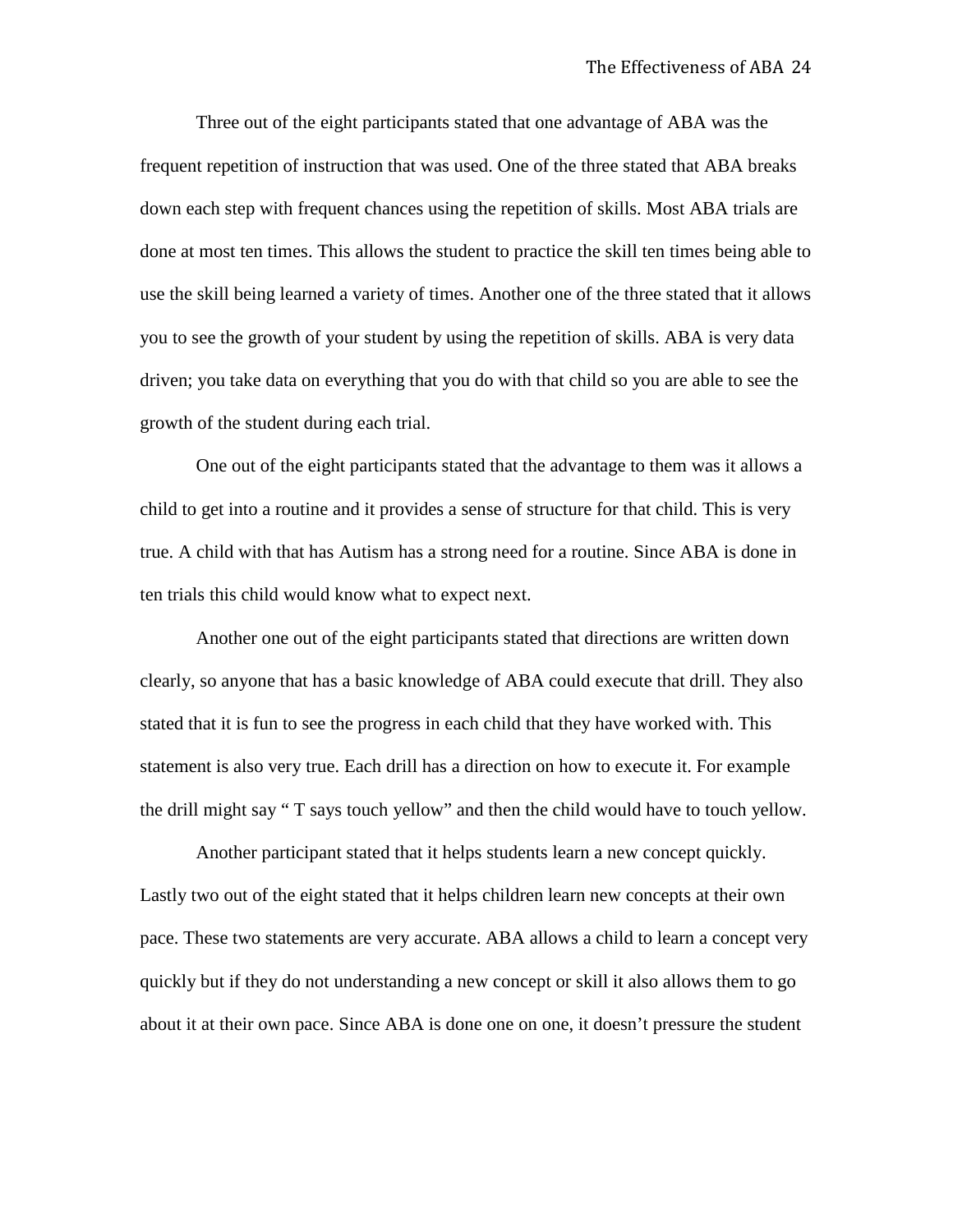Three out of the eight participants stated that one advantage of ABA was the frequent repetition of instruction that was used. One of the three stated that ABA breaks down each step with frequent chances using the repetition of skills. Most ABA trials are done at most ten times. This allows the student to practice the skill ten times being able to use the skill being learned a variety of times. Another one of the three stated that it allows you to see the growth of your student by using the repetition of skills. ABA is very data driven; you take data on everything that you do with that child so you are able to see the growth of the student during each trial.

One out of the eight participants stated that the advantage to them was it allows a child to get into a routine and it provides a sense of structure for that child. This is very true. A child with that has Autism has a strong need for a routine. Since ABA is done in ten trials this child would know what to expect next.

Another one out of the eight participants stated that directions are written down clearly, so anyone that has a basic knowledge of ABA could execute that drill. They also stated that it is fun to see the progress in each child that they have worked with. This statement is also very true. Each drill has a direction on how to execute it. For example the drill might say " T says touch yellow" and then the child would have to touch yellow.

Another participant stated that it helps students learn a new concept quickly. Lastly two out of the eight stated that it helps children learn new concepts at their own pace. These two statements are very accurate. ABA allows a child to learn a concept very quickly but if they do not understanding a new concept or skill it also allows them to go about it at their own pace. Since ABA is done one on one, it doesn't pressure the student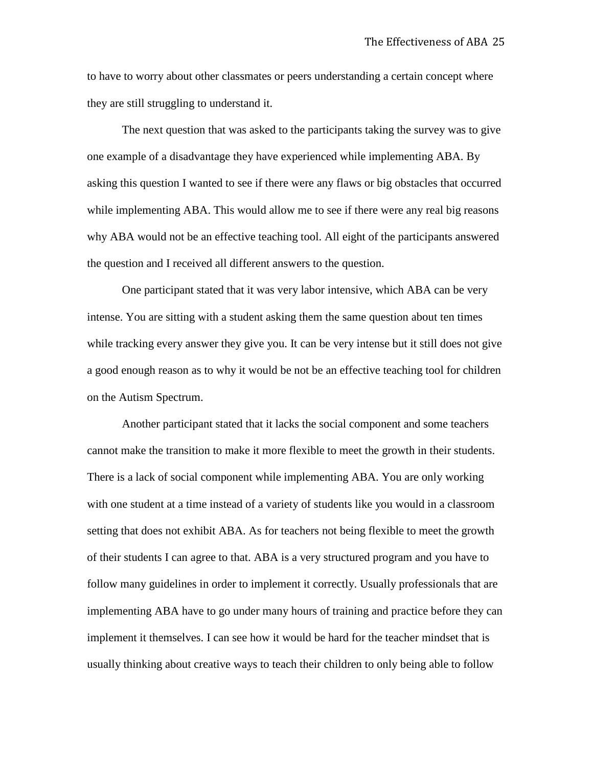to have to worry about other classmates or peers understanding a certain concept where they are still struggling to understand it.

The next question that was asked to the participants taking the survey was to give one example of a disadvantage they have experienced while implementing ABA. By asking this question I wanted to see if there were any flaws or big obstacles that occurred while implementing ABA. This would allow me to see if there were any real big reasons why ABA would not be an effective teaching tool. All eight of the participants answered the question and I received all different answers to the question.

One participant stated that it was very labor intensive, which ABA can be very intense. You are sitting with a student asking them the same question about ten times while tracking every answer they give you. It can be very intense but it still does not give a good enough reason as to why it would be not be an effective teaching tool for children on the Autism Spectrum.

Another participant stated that it lacks the social component and some teachers cannot make the transition to make it more flexible to meet the growth in their students. There is a lack of social component while implementing ABA. You are only working with one student at a time instead of a variety of students like you would in a classroom setting that does not exhibit ABA. As for teachers not being flexible to meet the growth of their students I can agree to that. ABA is a very structured program and you have to follow many guidelines in order to implement it correctly. Usually professionals that are implementing ABA have to go under many hours of training and practice before they can implement it themselves. I can see how it would be hard for the teacher mindset that is usually thinking about creative ways to teach their children to only being able to follow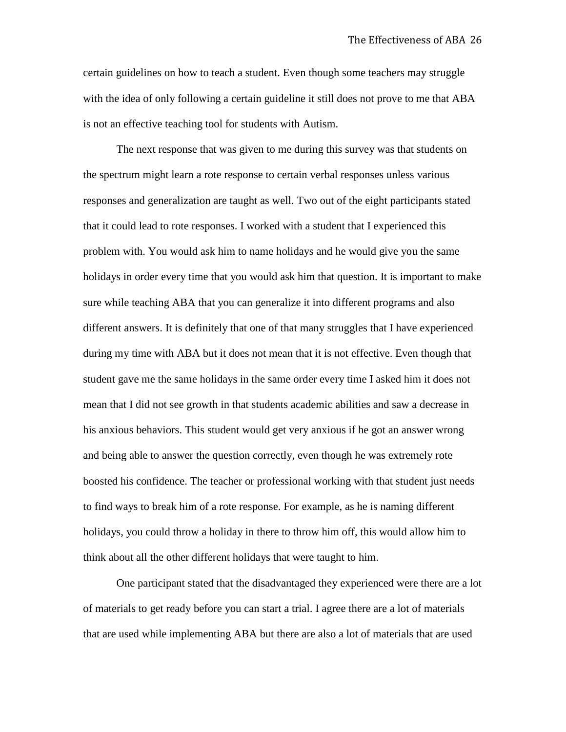certain guidelines on how to teach a student. Even though some teachers may struggle with the idea of only following a certain guideline it still does not prove to me that ABA is not an effective teaching tool for students with Autism.

The next response that was given to me during this survey was that students on the spectrum might learn a rote response to certain verbal responses unless various responses and generalization are taught as well. Two out of the eight participants stated that it could lead to rote responses. I worked with a student that I experienced this problem with. You would ask him to name holidays and he would give you the same holidays in order every time that you would ask him that question. It is important to make sure while teaching ABA that you can generalize it into different programs and also different answers. It is definitely that one of that many struggles that I have experienced during my time with ABA but it does not mean that it is not effective. Even though that student gave me the same holidays in the same order every time I asked him it does not mean that I did not see growth in that students academic abilities and saw a decrease in his anxious behaviors. This student would get very anxious if he got an answer wrong and being able to answer the question correctly, even though he was extremely rote boosted his confidence. The teacher or professional working with that student just needs to find ways to break him of a rote response. For example, as he is naming different holidays, you could throw a holiday in there to throw him off, this would allow him to think about all the other different holidays that were taught to him.

One participant stated that the disadvantaged they experienced were there are a lot of materials to get ready before you can start a trial. I agree there are a lot of materials that are used while implementing ABA but there are also a lot of materials that are used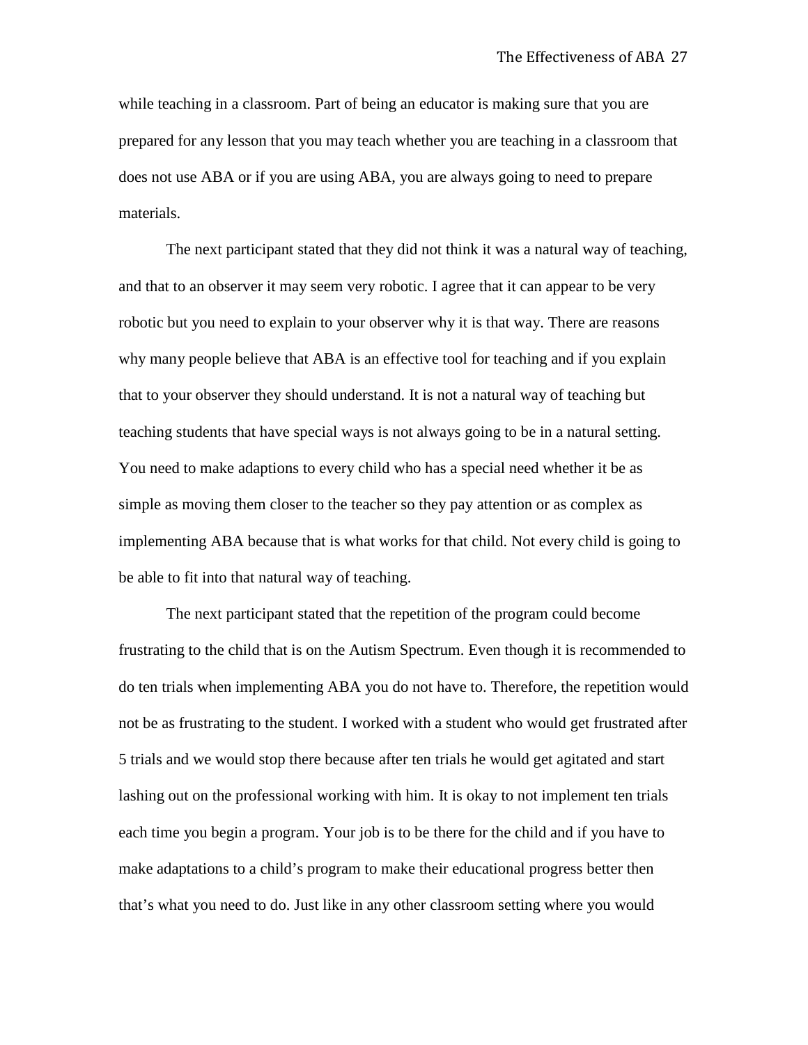while teaching in a classroom. Part of being an educator is making sure that you are prepared for any lesson that you may teach whether you are teaching in a classroom that does not use ABA or if you are using ABA, you are always going to need to prepare materials.

The next participant stated that they did not think it was a natural way of teaching, and that to an observer it may seem very robotic. I agree that it can appear to be very robotic but you need to explain to your observer why it is that way. There are reasons why many people believe that ABA is an effective tool for teaching and if you explain that to your observer they should understand. It is not a natural way of teaching but teaching students that have special ways is not always going to be in a natural setting. You need to make adaptions to every child who has a special need whether it be as simple as moving them closer to the teacher so they pay attention or as complex as implementing ABA because that is what works for that child. Not every child is going to be able to fit into that natural way of teaching.

The next participant stated that the repetition of the program could become frustrating to the child that is on the Autism Spectrum. Even though it is recommended to do ten trials when implementing ABA you do not have to. Therefore, the repetition would not be as frustrating to the student. I worked with a student who would get frustrated after 5 trials and we would stop there because after ten trials he would get agitated and start lashing out on the professional working with him. It is okay to not implement ten trials each time you begin a program. Your job is to be there for the child and if you have to make adaptations to a child's program to make their educational progress better then that's what you need to do. Just like in any other classroom setting where you would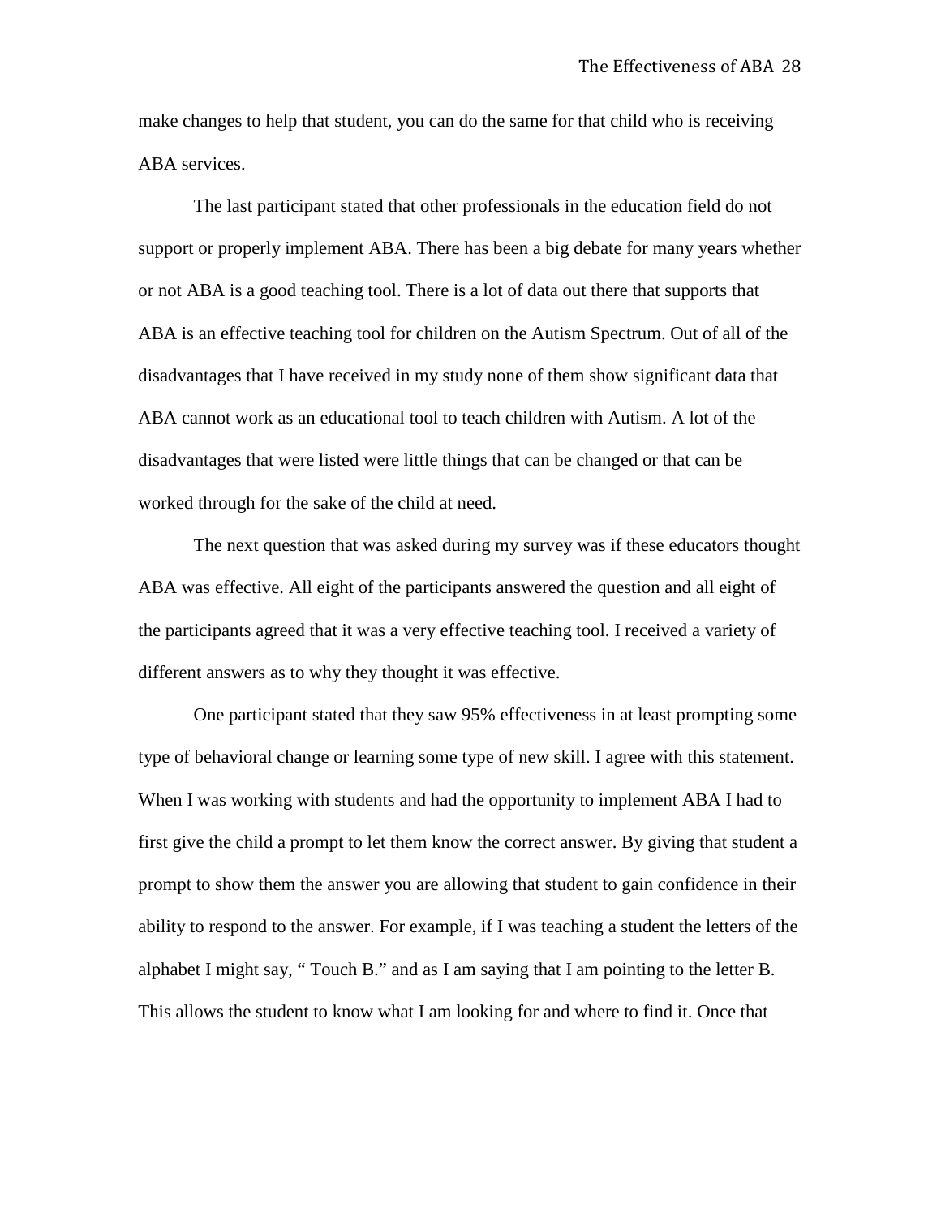make changes to help that student, you can do the same for that child who is receiving ABA services.

The last participant stated that other professionals in the education field do not support or properly implement ABA. There has been a big debate for many years whether or not ABA is a good teaching tool. There is a lot of data out there that supports that ABA is an effective teaching tool for children on the Autism Spectrum. Out of all of the disadvantages that I have received in my study none of them show significant data that ABA cannot work as an educational tool to teach children with Autism. A lot of the disadvantages that were listed were little things that can be changed or that can be worked through for the sake of the child at need.

The next question that was asked during my survey was if these educators thought ABA was effective. All eight of the participants answered the question and all eight of the participants agreed that it was a very effective teaching tool. I received a variety of different answers as to why they thought it was effective.

One participant stated that they saw 95% effectiveness in at least prompting some type of behavioral change or learning some type of new skill. I agree with this statement. When I was working with students and had the opportunity to implement ABA I had to first give the child a prompt to let them know the correct answer. By giving that student a prompt to show them the answer you are allowing that student to gain confidence in their ability to respond to the answer. For example, if I was teaching a student the letters of the alphabet I might say, " Touch B." and as I am saying that I am pointing to the letter B. This allows the student to know what I am looking for and where to find it. Once that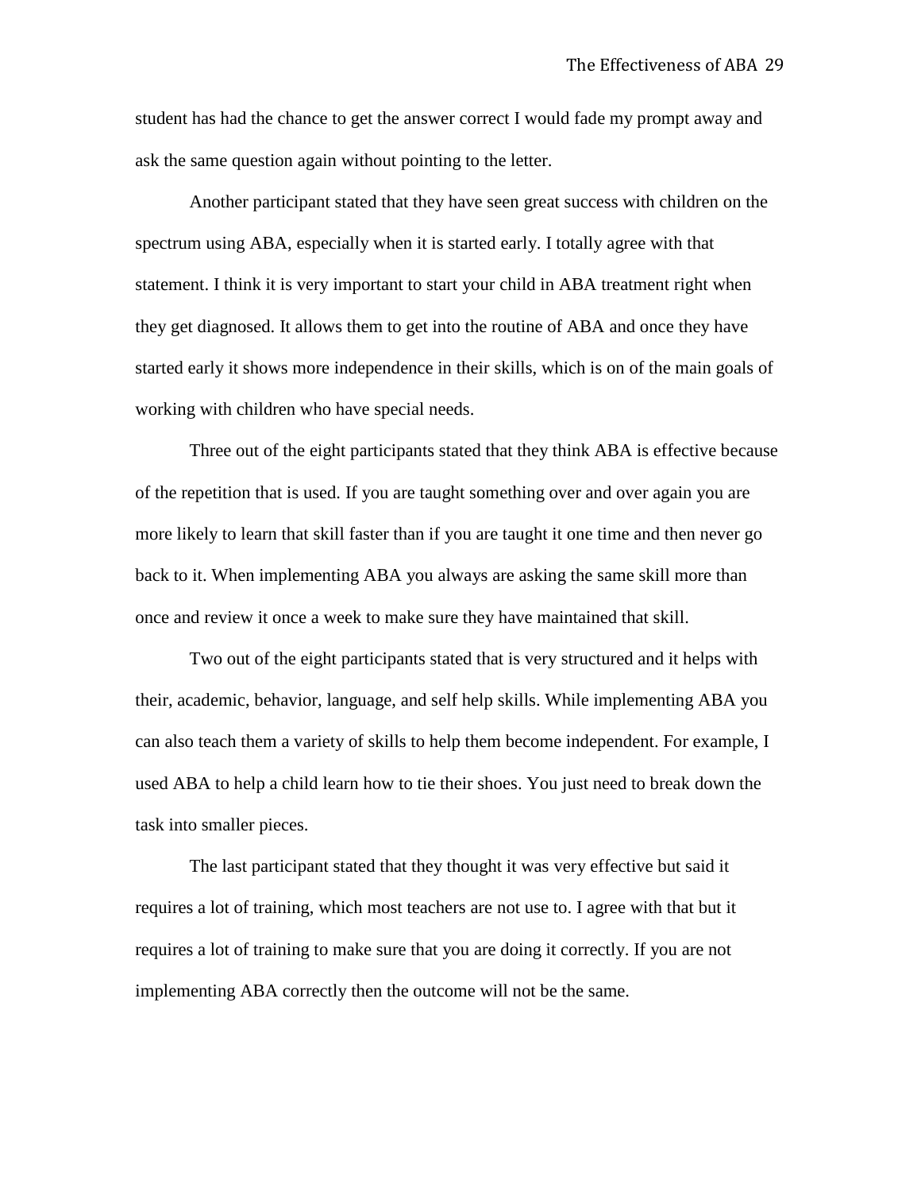student has had the chance to get the answer correct I would fade my prompt away and ask the same question again without pointing to the letter.

Another participant stated that they have seen great success with children on the spectrum using ABA, especially when it is started early. I totally agree with that statement. I think it is very important to start your child in ABA treatment right when they get diagnosed. It allows them to get into the routine of ABA and once they have started early it shows more independence in their skills, which is on of the main goals of working with children who have special needs.

Three out of the eight participants stated that they think ABA is effective because of the repetition that is used. If you are taught something over and over again you are more likely to learn that skill faster than if you are taught it one time and then never go back to it. When implementing ABA you always are asking the same skill more than once and review it once a week to make sure they have maintained that skill.

Two out of the eight participants stated that is very structured and it helps with their, academic, behavior, language, and self help skills. While implementing ABA you can also teach them a variety of skills to help them become independent. For example, I used ABA to help a child learn how to tie their shoes. You just need to break down the task into smaller pieces.

The last participant stated that they thought it was very effective but said it requires a lot of training, which most teachers are not use to. I agree with that but it requires a lot of training to make sure that you are doing it correctly. If you are not implementing ABA correctly then the outcome will not be the same.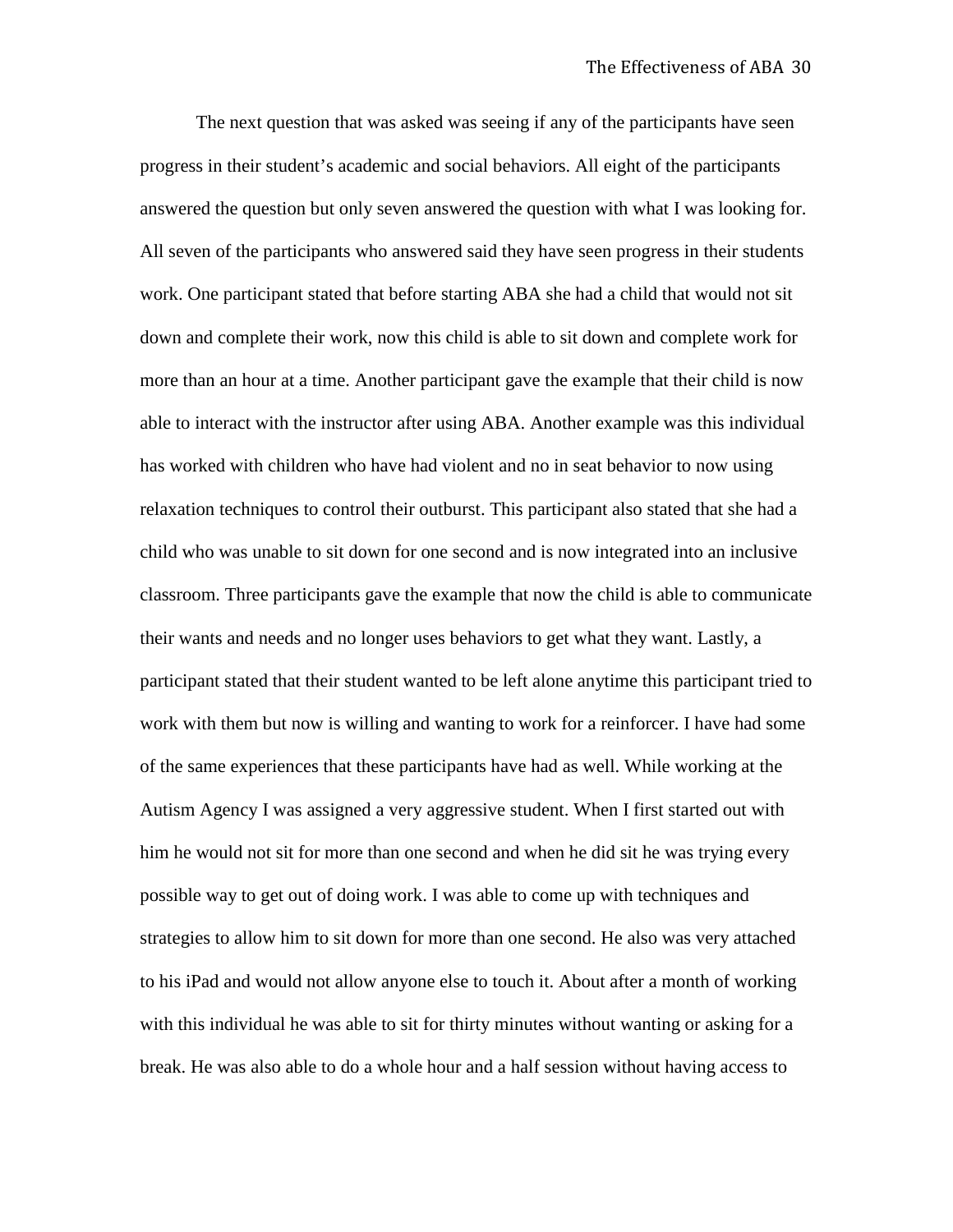The next question that was asked was seeing if any of the participants have seen progress in their student's academic and social behaviors. All eight of the participants answered the question but only seven answered the question with what I was looking for. All seven of the participants who answered said they have seen progress in their students work. One participant stated that before starting ABA she had a child that would not sit down and complete their work, now this child is able to sit down and complete work for more than an hour at a time. Another participant gave the example that their child is now able to interact with the instructor after using ABA. Another example was this individual has worked with children who have had violent and no in seat behavior to now using relaxation techniques to control their outburst. This participant also stated that she had a child who was unable to sit down for one second and is now integrated into an inclusive classroom. Three participants gave the example that now the child is able to communicate their wants and needs and no longer uses behaviors to get what they want. Lastly, a participant stated that their student wanted to be left alone anytime this participant tried to work with them but now is willing and wanting to work for a reinforcer. I have had some of the same experiences that these participants have had as well. While working at the Autism Agency I was assigned a very aggressive student. When I first started out with him he would not sit for more than one second and when he did sit he was trying every possible way to get out of doing work. I was able to come up with techniques and strategies to allow him to sit down for more than one second. He also was very attached to his iPad and would not allow anyone else to touch it. About after a month of working with this individual he was able to sit for thirty minutes without wanting or asking for a break. He was also able to do a whole hour and a half session without having access to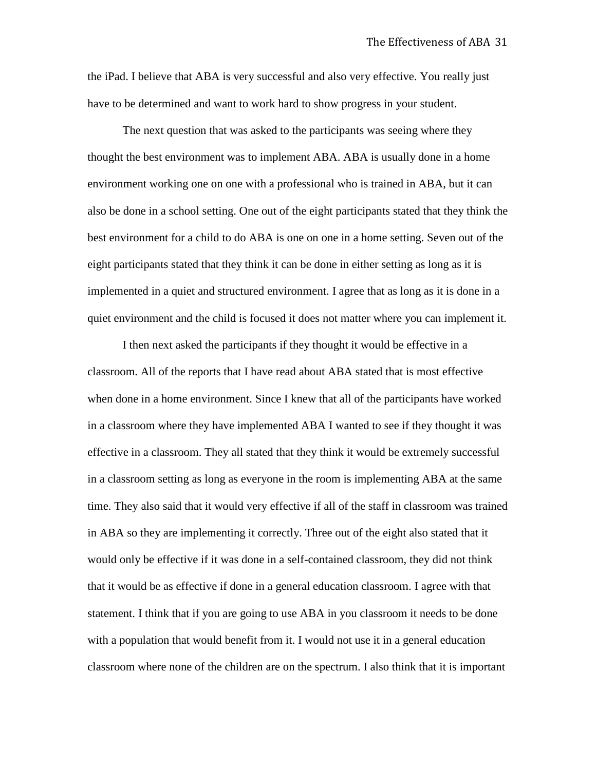the iPad. I believe that ABA is very successful and also very effective. You really just have to be determined and want to work hard to show progress in your student.

The next question that was asked to the participants was seeing where they thought the best environment was to implement ABA. ABA is usually done in a home environment working one on one with a professional who is trained in ABA, but it can also be done in a school setting. One out of the eight participants stated that they think the best environment for a child to do ABA is one on one in a home setting. Seven out of the eight participants stated that they think it can be done in either setting as long as it is implemented in a quiet and structured environment. I agree that as long as it is done in a quiet environment and the child is focused it does not matter where you can implement it.

I then next asked the participants if they thought it would be effective in a classroom. All of the reports that I have read about ABA stated that is most effective when done in a home environment. Since I knew that all of the participants have worked in a classroom where they have implemented ABA I wanted to see if they thought it was effective in a classroom. They all stated that they think it would be extremely successful in a classroom setting as long as everyone in the room is implementing ABA at the same time. They also said that it would very effective if all of the staff in classroom was trained in ABA so they are implementing it correctly. Three out of the eight also stated that it would only be effective if it was done in a self-contained classroom, they did not think that it would be as effective if done in a general education classroom. I agree with that statement. I think that if you are going to use ABA in you classroom it needs to be done with a population that would benefit from it. I would not use it in a general education classroom where none of the children are on the spectrum. I also think that it is important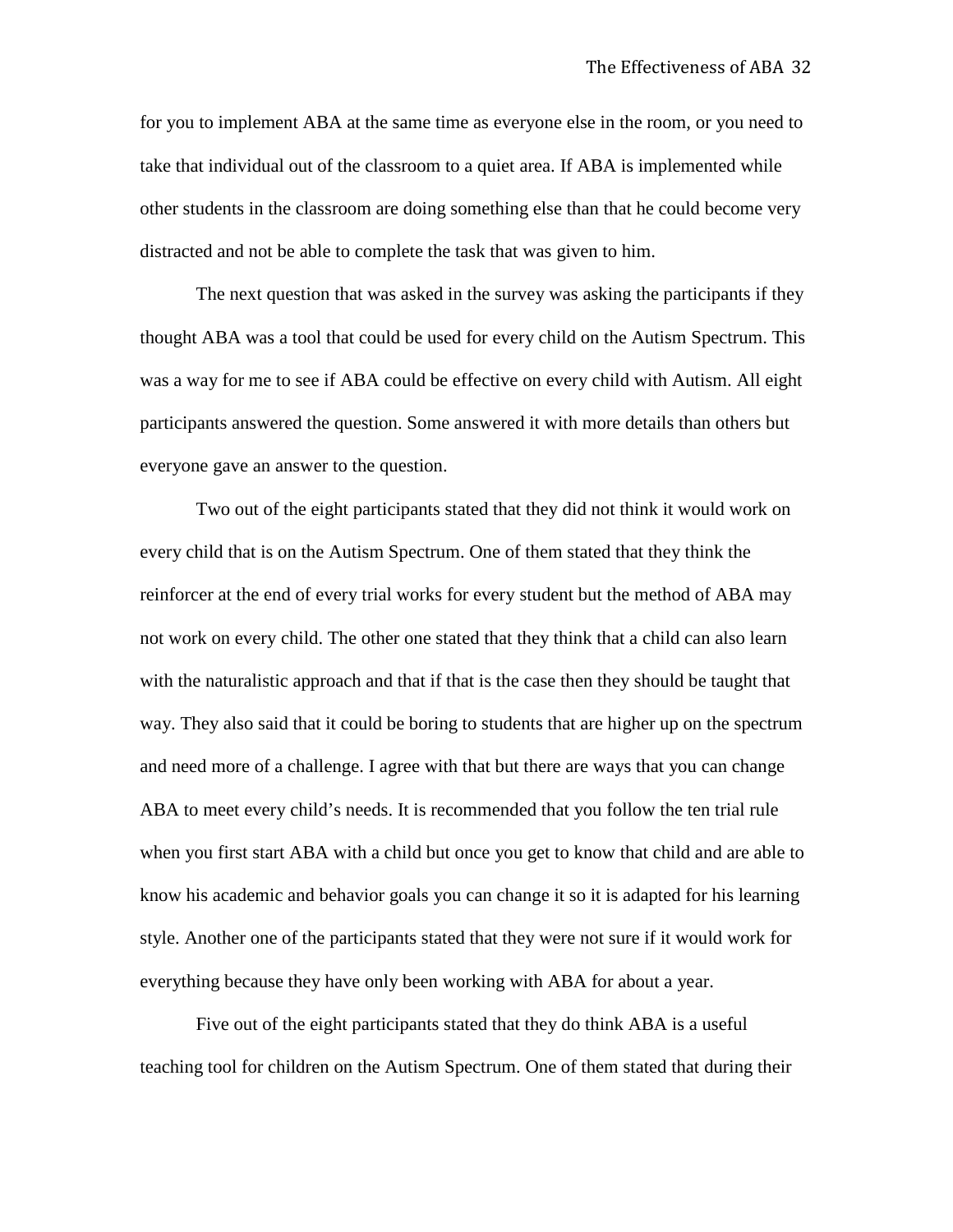for you to implement ABA at the same time as everyone else in the room, or you need to take that individual out of the classroom to a quiet area. If ABA is implemented while other students in the classroom are doing something else than that he could become very distracted and not be able to complete the task that was given to him.

The next question that was asked in the survey was asking the participants if they thought ABA was a tool that could be used for every child on the Autism Spectrum. This was a way for me to see if ABA could be effective on every child with Autism. All eight participants answered the question. Some answered it with more details than others but everyone gave an answer to the question.

Two out of the eight participants stated that they did not think it would work on every child that is on the Autism Spectrum. One of them stated that they think the reinforcer at the end of every trial works for every student but the method of ABA may not work on every child. The other one stated that they think that a child can also learn with the naturalistic approach and that if that is the case then they should be taught that way. They also said that it could be boring to students that are higher up on the spectrum and need more of a challenge. I agree with that but there are ways that you can change ABA to meet every child's needs. It is recommended that you follow the ten trial rule when you first start ABA with a child but once you get to know that child and are able to know his academic and behavior goals you can change it so it is adapted for his learning style. Another one of the participants stated that they were not sure if it would work for everything because they have only been working with ABA for about a year.

Five out of the eight participants stated that they do think ABA is a useful teaching tool for children on the Autism Spectrum. One of them stated that during their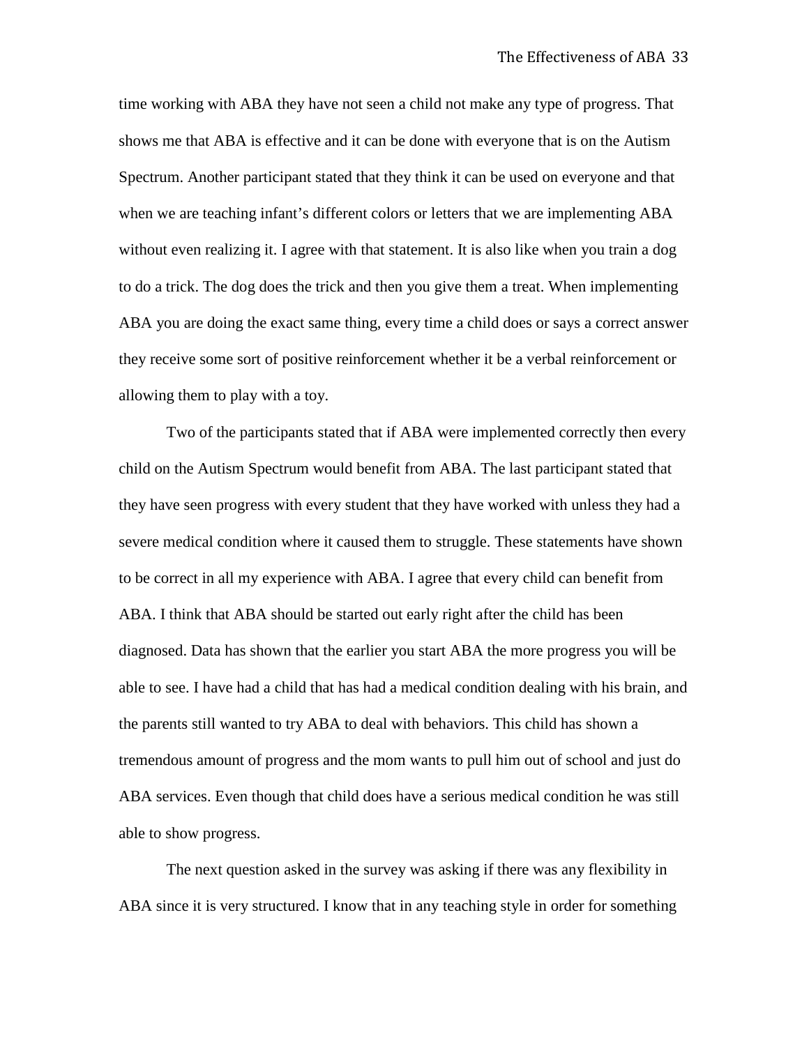time working with ABA they have not seen a child not make any type of progress. That shows me that ABA is effective and it can be done with everyone that is on the Autism Spectrum. Another participant stated that they think it can be used on everyone and that when we are teaching infant's different colors or letters that we are implementing ABA without even realizing it. I agree with that statement. It is also like when you train a dog to do a trick. The dog does the trick and then you give them a treat. When implementing ABA you are doing the exact same thing, every time a child does or says a correct answer they receive some sort of positive reinforcement whether it be a verbal reinforcement or allowing them to play with a toy.

Two of the participants stated that if ABA were implemented correctly then every child on the Autism Spectrum would benefit from ABA. The last participant stated that they have seen progress with every student that they have worked with unless they had a severe medical condition where it caused them to struggle. These statements have shown to be correct in all my experience with ABA. I agree that every child can benefit from ABA. I think that ABA should be started out early right after the child has been diagnosed. Data has shown that the earlier you start ABA the more progress you will be able to see. I have had a child that has had a medical condition dealing with his brain, and the parents still wanted to try ABA to deal with behaviors. This child has shown a tremendous amount of progress and the mom wants to pull him out of school and just do ABA services. Even though that child does have a serious medical condition he was still able to show progress.

The next question asked in the survey was asking if there was any flexibility in ABA since it is very structured. I know that in any teaching style in order for something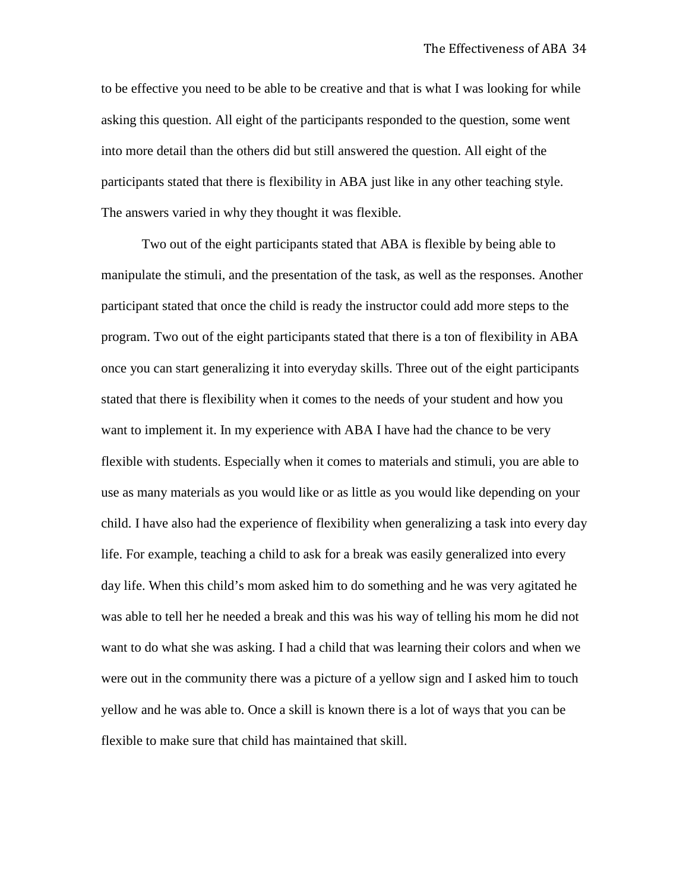to be effective you need to be able to be creative and that is what I was looking for while asking this question. All eight of the participants responded to the question, some went into more detail than the others did but still answered the question. All eight of the participants stated that there is flexibility in ABA just like in any other teaching style. The answers varied in why they thought it was flexible.

Two out of the eight participants stated that ABA is flexible by being able to manipulate the stimuli, and the presentation of the task, as well as the responses. Another participant stated that once the child is ready the instructor could add more steps to the program. Two out of the eight participants stated that there is a ton of flexibility in ABA once you can start generalizing it into everyday skills. Three out of the eight participants stated that there is flexibility when it comes to the needs of your student and how you want to implement it. In my experience with ABA I have had the chance to be very flexible with students. Especially when it comes to materials and stimuli, you are able to use as many materials as you would like or as little as you would like depending on your child. I have also had the experience of flexibility when generalizing a task into every day life. For example, teaching a child to ask for a break was easily generalized into every day life. When this child's mom asked him to do something and he was very agitated he was able to tell her he needed a break and this was his way of telling his mom he did not want to do what she was asking. I had a child that was learning their colors and when we were out in the community there was a picture of a yellow sign and I asked him to touch yellow and he was able to. Once a skill is known there is a lot of ways that you can be flexible to make sure that child has maintained that skill.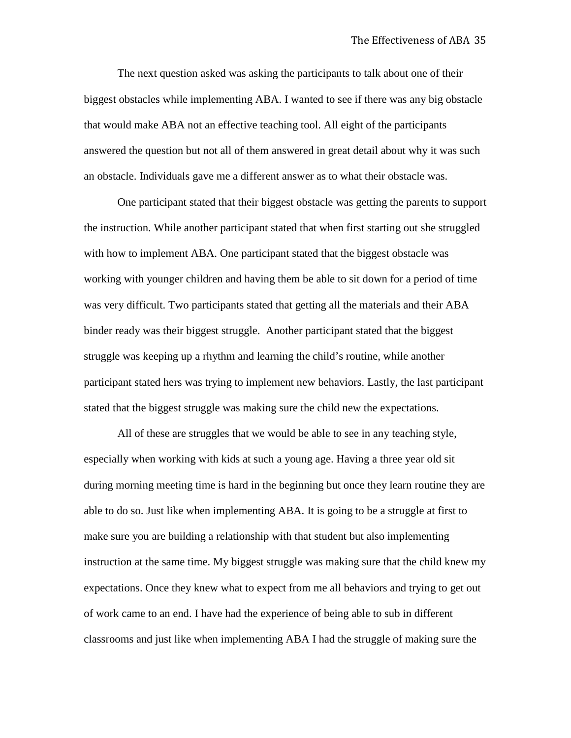The next question asked was asking the participants to talk about one of their biggest obstacles while implementing ABA. I wanted to see if there was any big obstacle that would make ABA not an effective teaching tool. All eight of the participants answered the question but not all of them answered in great detail about why it was such an obstacle. Individuals gave me a different answer as to what their obstacle was.

One participant stated that their biggest obstacle was getting the parents to support the instruction. While another participant stated that when first starting out she struggled with how to implement ABA. One participant stated that the biggest obstacle was working with younger children and having them be able to sit down for a period of time was very difficult. Two participants stated that getting all the materials and their ABA binder ready was their biggest struggle. Another participant stated that the biggest struggle was keeping up a rhythm and learning the child's routine, while another participant stated hers was trying to implement new behaviors. Lastly, the last participant stated that the biggest struggle was making sure the child new the expectations.

All of these are struggles that we would be able to see in any teaching style, especially when working with kids at such a young age. Having a three year old sit during morning meeting time is hard in the beginning but once they learn routine they are able to do so. Just like when implementing ABA. It is going to be a struggle at first to make sure you are building a relationship with that student but also implementing instruction at the same time. My biggest struggle was making sure that the child knew my expectations. Once they knew what to expect from me all behaviors and trying to get out of work came to an end. I have had the experience of being able to sub in different classrooms and just like when implementing ABA I had the struggle of making sure the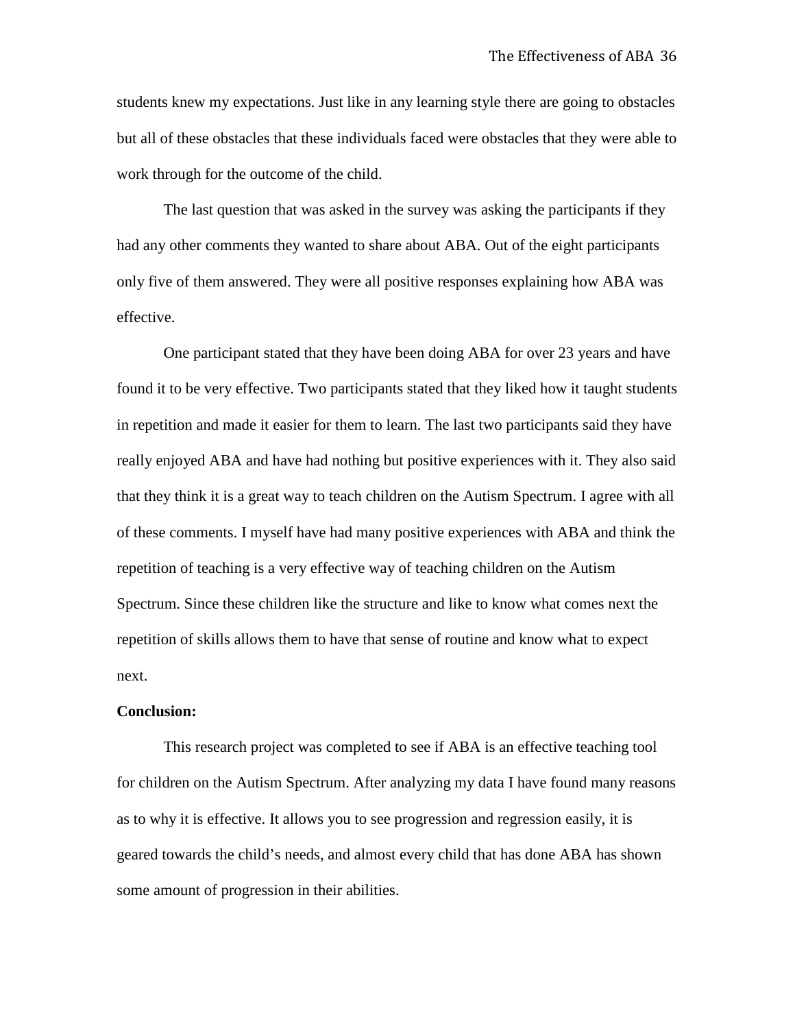students knew my expectations. Just like in any learning style there are going to obstacles but all of these obstacles that these individuals faced were obstacles that they were able to work through for the outcome of the child.

The last question that was asked in the survey was asking the participants if they had any other comments they wanted to share about ABA. Out of the eight participants only five of them answered. They were all positive responses explaining how ABA was effective.

One participant stated that they have been doing ABA for over 23 years and have found it to be very effective. Two participants stated that they liked how it taught students in repetition and made it easier for them to learn. The last two participants said they have really enjoyed ABA and have had nothing but positive experiences with it. They also said that they think it is a great way to teach children on the Autism Spectrum. I agree with all of these comments. I myself have had many positive experiences with ABA and think the repetition of teaching is a very effective way of teaching children on the Autism Spectrum. Since these children like the structure and like to know what comes next the repetition of skills allows them to have that sense of routine and know what to expect next.

**Conclusion:**

This research project was completed to see if ABA is an effective teaching tool for children on the Autism Spectrum. After analyzing my data I have found many reasons as to why it is effective. It allows you to see progression and regression easily, it is geared towards the child's needs, and almost every child that has done ABA has shown some amount of progression in their abilities.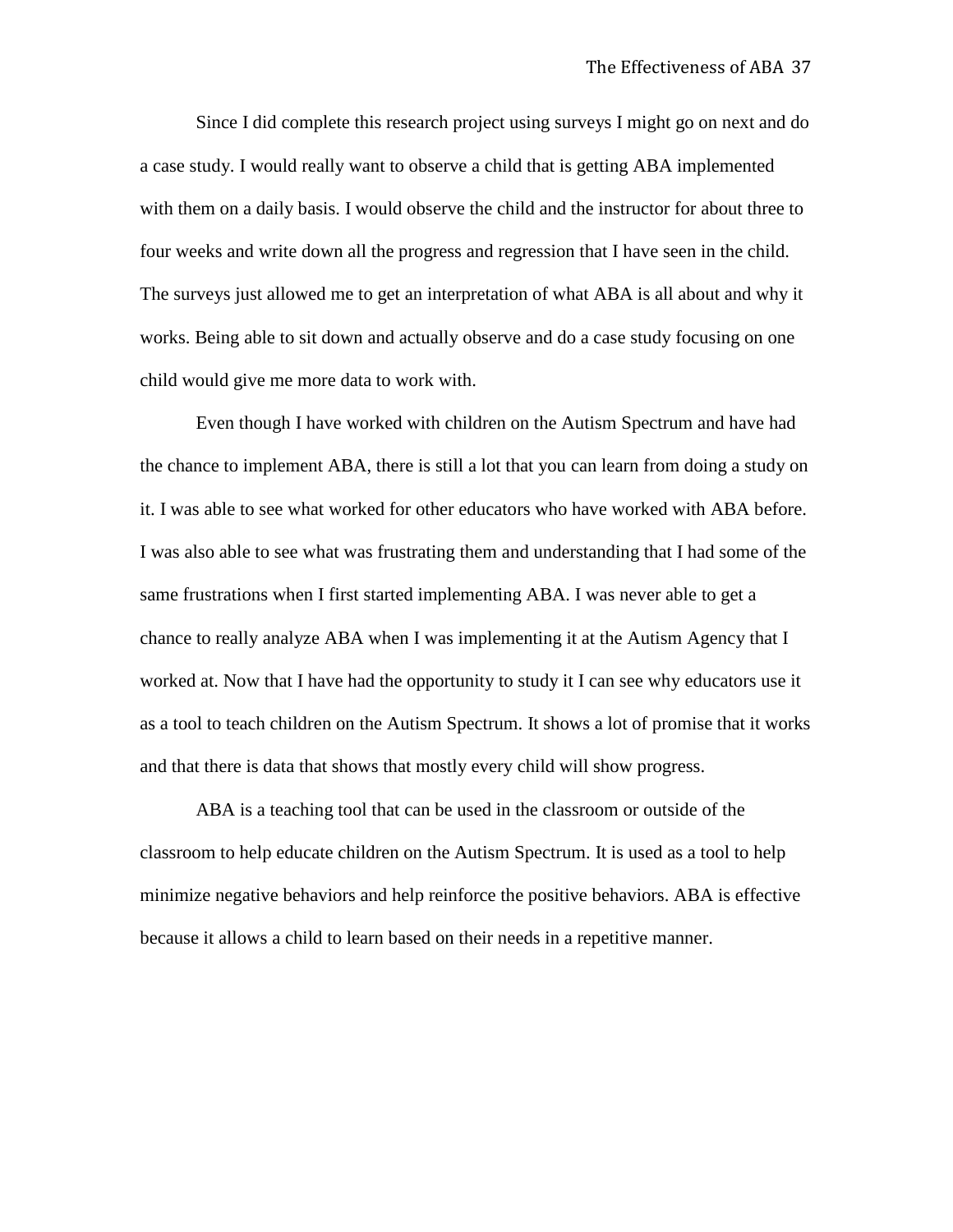Since I did complete this research project using surveys I might go on next and do a case study. I would really want to observe a child that is getting ABA implemented with them on a daily basis. I would observe the child and the instructor for about three to four weeks and write down all the progress and regression that I have seen in the child. The surveys just allowed me to get an interpretation of what ABA is all about and why it works. Being able to sit down and actually observe and do a case study focusing on one child would give me more data to work with.

Even though I have worked with children on the Autism Spectrum and have had the chance to implement ABA, there is still a lot that you can learn from doing a study on it. I was able to see what worked for other educators who have worked with ABA before. I was also able to see what was frustrating them and understanding that I had some of the same frustrations when I first started implementing ABA. I was never able to get a chance to really analyze ABA when I was implementing it at the Autism Agency that I worked at. Now that I have had the opportunity to study it I can see why educators use it as a tool to teach children on the Autism Spectrum. It shows a lot of promise that it works and that there is data that shows that mostly every child will show progress.

ABA is a teaching tool that can be used in the classroom or outside of the classroom to help educate children on the Autism Spectrum. It is used as a tool to help minimize negative behaviors and help reinforce the positive behaviors. ABA is effective because it allows a child to learn based on their needs in a repetitive manner.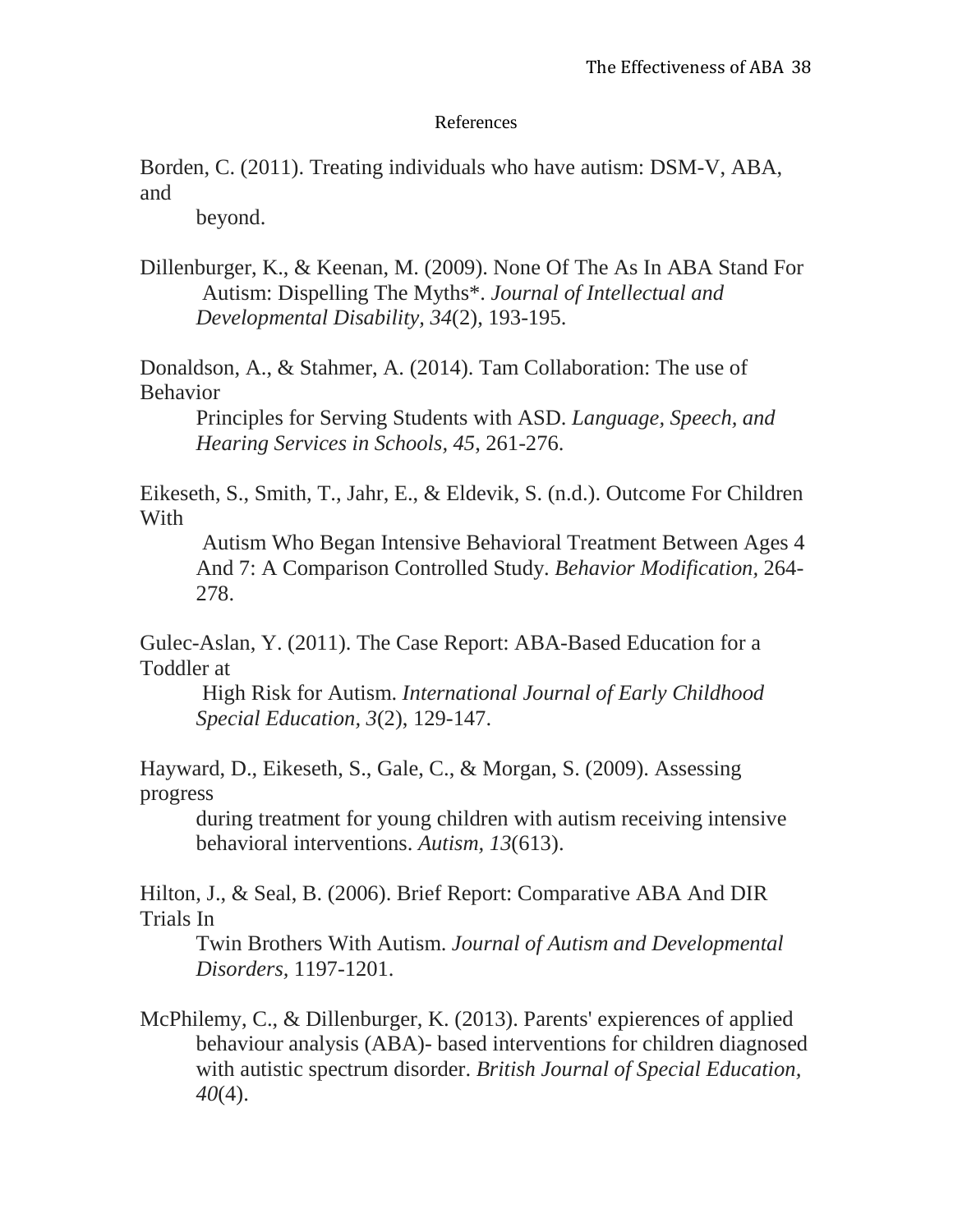# References

Borden, C. (2011). Treating individuals who have autism: DSM-V, ABA, and beyond.

Dillenburger, K., & Keenan, M. (2009). None Of The As In ABA Stand For Autism: Dispelling The Myths*. *Journal of Intellectual and Developmental Disability, 34*(2), 193-195.

Donaldson, A., & Stahmer, A. (2014). Tam Collaboration: The use of Behavior Principles for Serving Students with ASD. *Language, Speech, and Hearing Services in Schools, 45*, 261-276.

Eikeseth, S., Smith, T., Jahr, E., & Eldevik, S. (n.d.). Outcome For Children With Autism Who Began Intensive Behavioral Treatment Between Ages 4 And 7: A Comparison Controlled Study. *Behavior Modification,* 264-278.

Gulec-Aslan, Y. (2011). The Case Report: ABA-Based Education for a Toddler at High Risk for Autism. *International Journal of Early Childhood Special Education, 3*(2), 129-147.

Hayward, D., Eikeseth, S., Gale, C., & Morgan, S. (2009). Assessing progress during treatment for young children with autism receiving intensive behavioral interventions. *Autism, 13*(613).

Hilton, J., & Seal, B. (2006). Brief Report: Comparative ABA And DIR Trials In Twin Brothers With Autism. *Journal of Autism and Developmental Disorders,* 1197-1201.

McPhilemy, C., & Dillenburger, K. (2013). Parents' expieriences of applied behaviour analysis (ABA)- based interventions for children diagnosed with autistic spectrum disorder. *British Journal of Special Education, 40*(4).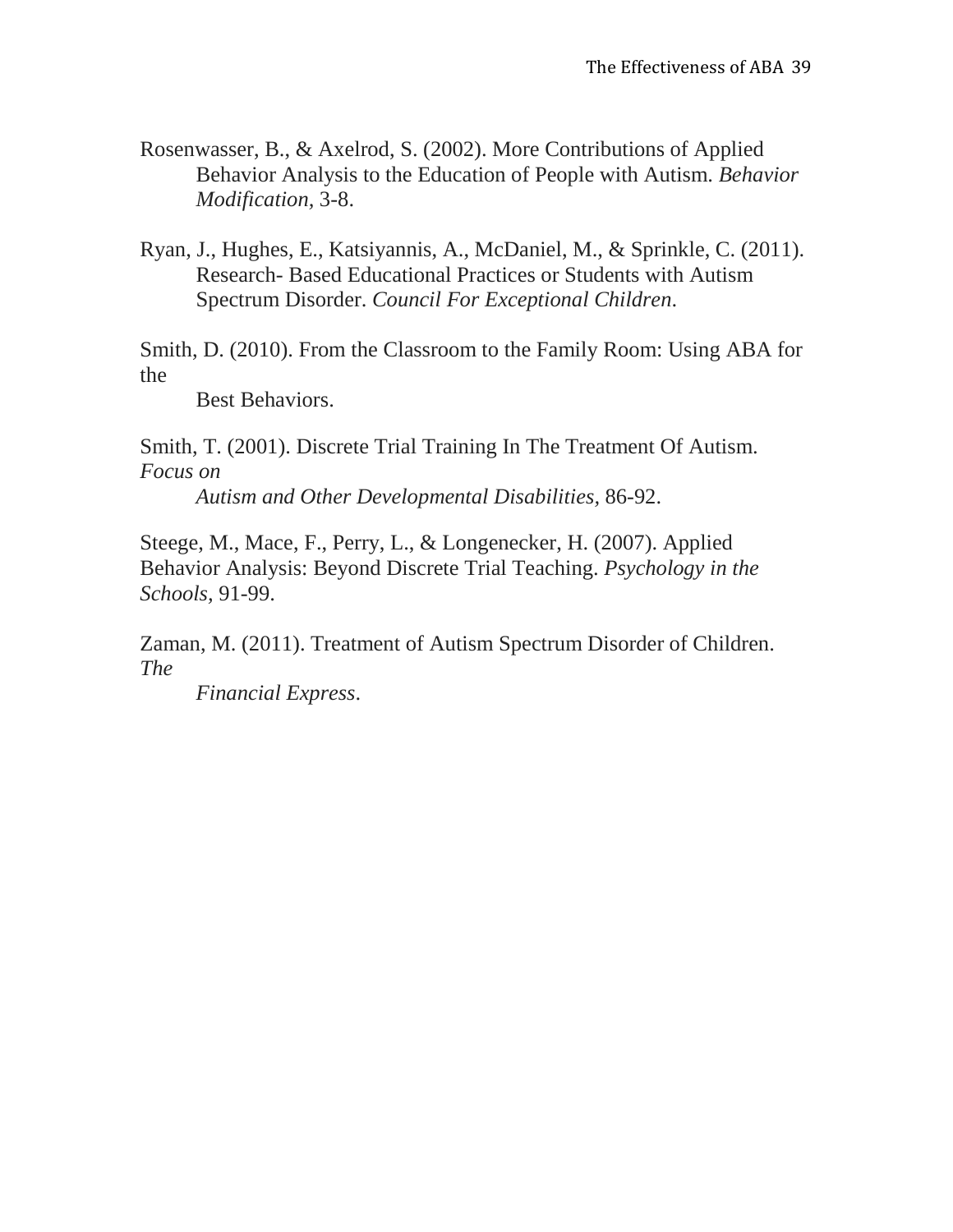Rosenwasser, B., & Axelrod, S. (2002). More Contributions of Applied Behavior Analysis to the Education of People with Autism. *Behavior Modification*, 3-8.

Ryan, J., Hughes, E., Katsiyannis, A., McDaniel, M., & Sprinkle, C. (2011). Research- Based Educational Practices or Students with Autism Spectrum Disorder. *Council For Exceptional Children*.

Smith, D. (2010). From the Classroom to the Family Room: Using ABA for the Best Behaviors.

Smith, T. (2001). Discrete Trial Training In The Treatment Of Autism. *Focus on Autism and Other Developmental Disabilities*, 86-92.

Steege, M., Mace, F., Perry, L., & Longenecker, H. (2007). Applied Behavior Analysis: Beyond Discrete Trial Teaching. *Psychology in the Schools*, 91-99.

Zaman, M. (2011). Treatment of Autism Spectrum Disorder of Children. *The Financial Express*.